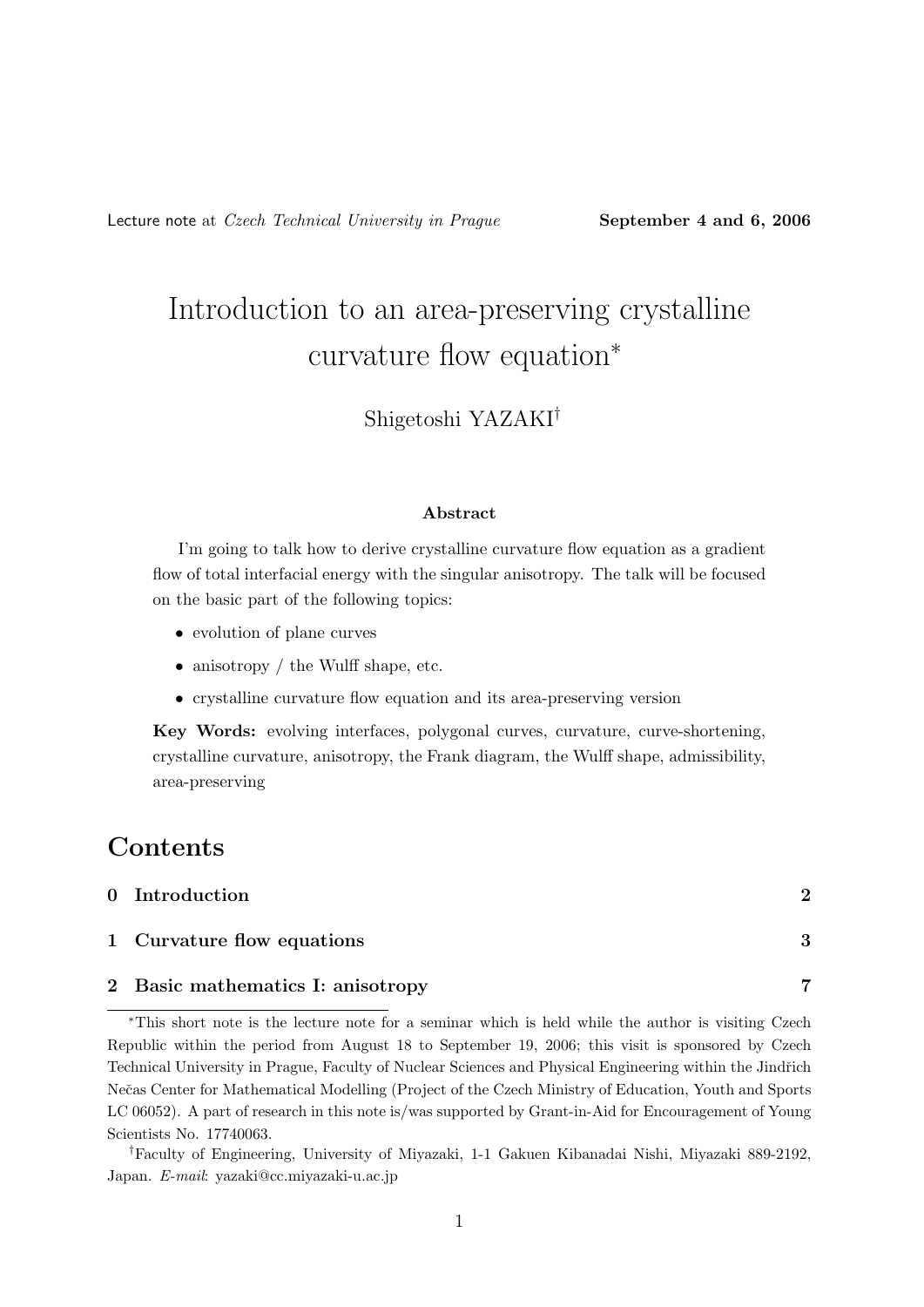Lecture note at *Czech Technical University in Prague* **September 4 and 6, 2006**

# Introduction to an area-preserving crystalline curvature flow equation*

Shigetoshi YAZAKI†

**Abstract**

I'm going to talk how to derive crystalline curvature flow equation as a gradient flow of total interfacial energy with the singular anisotropy. The talk will be focused on the basic part of the following topics:

- evolution of plane curves
- anisotropy / the Wulff shape, etc.
- crystalline curvature flow equation and its area-preserving version

**Key Words:** evolving interfaces, polygonal curves, curvature, curve-shortening, crystalline curvature, anisotropy, the Frank diagram, the Wulff shape, admissibility, area-preserving

## Contents

| | |
|---|---|
| **0 Introduction** | **2** |
| **1 Curvature flow equations** | **3** |
| **2 Basic mathematics I: anisotropy** | **7** |

*This short note is the lecture note for a seminar which is held while the author is visiting Czech Republic within the period from August 18 to September 19, 2006; this visit is sponsored by Czech Technical University in Prague, Faculty of Nuclear Sciences and Physical Engineering within the Jindřich Nečas Center for Mathematical Modelling (Project of the Czech Ministry of Education, Youth and Sports LC 06052). A part of research in this note is/was supported by Grant-in-Aid for Encouragement of Young Scientists No. 17740063.

†Faculty of Engineering, University of Miyazaki, 1-1 Gakuen Kibanadai Nishi, Miyazaki 889-2192, Japan. *E-mail*: yazaki@cc.miyazaki-u.ac.jp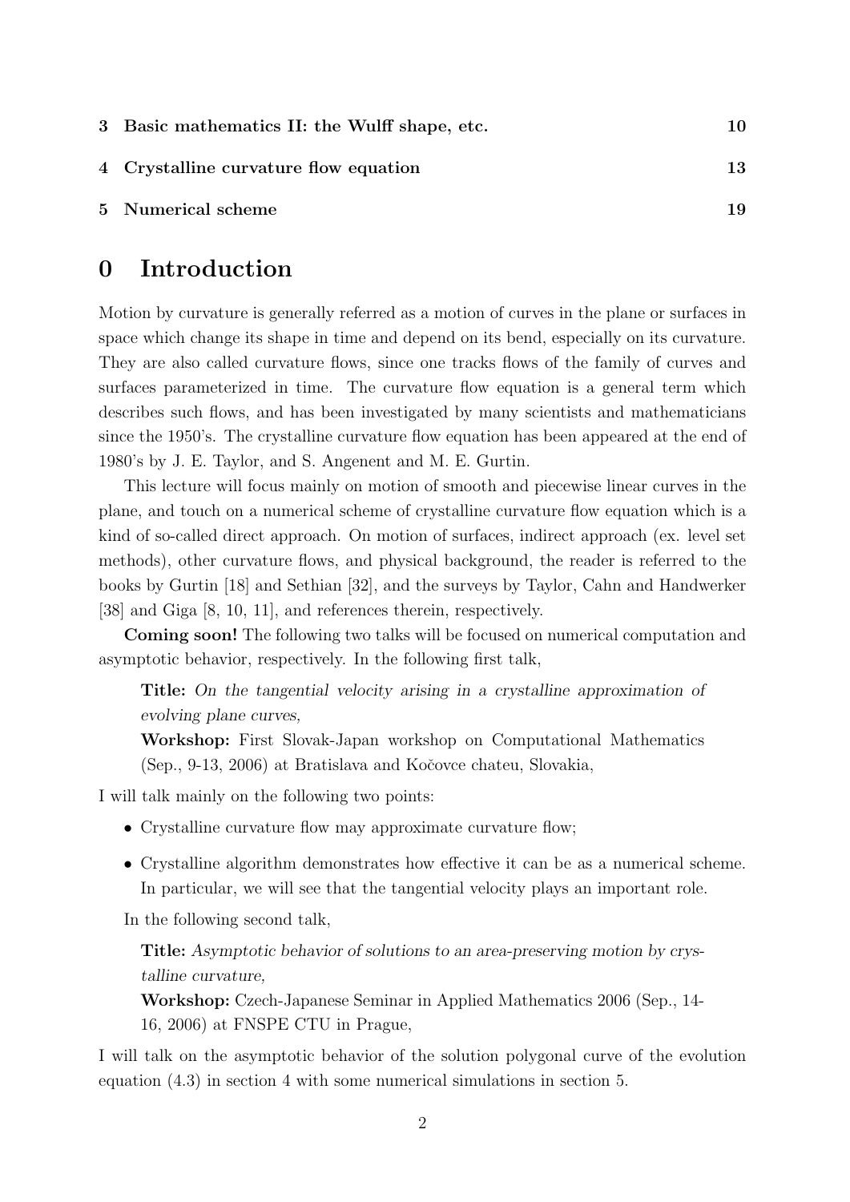| | | |
|---|---|---|
| 3 | Basic mathematics II: the Wulff shape, etc. | 10 |
| 4 | Crystalline curvature flow equation | 13 |
| 5 | Numerical scheme | 19 |

# 0 Introduction

Motion by curvature is generally referred as a motion of curves in the plane or surfaces in space which change its shape in time and depend on its bend, especially on its curvature. They are also called curvature flows, since one tracks flows of the family of curves and surfaces parameterized in time. The curvature flow equation is a general term which describes such flows, and has been investigated by many scientists and mathematicians since the 1950's. The crystalline curvature flow equation has been appeared at the end of 1980's by J. E. Taylor, and S. Angenent and M. E. Gurtin.

This lecture will focus mainly on motion of smooth and piecewise linear curves in the plane, and touch on a numerical scheme of crystalline curvature flow equation which is a kind of so-called direct approach. On motion of surfaces, indirect approach (ex. level set methods), other curvature flows, and physical background, the reader is referred to the books by Gurtin [18] and Sethian [32], and the surveys by Taylor, Cahn and Handwerker [38] and Giga [8, 10, 11], and references therein, respectively.

**Coming soon!** The following two talks will be focused on numerical computation and asymptotic behavior, respectively. In the following first talk,

> **Title:** *On the tangential velocity arising in a crystalline approximation of evolving plane curves,*
> **Workshop:** First Slovak-Japan workshop on Computational Mathematics (Sep., 9-13, 2006) at Bratislava and Kočovce chateu, Slovakia,

I will talk mainly on the following two points:

- Crystalline curvature flow may approximate curvature flow;
- Crystalline algorithm demonstrates how effective it can be as a numerical scheme. In particular, we will see that the tangential velocity plays an important role.

In the following second talk,

> **Title:** *Asymptotic behavior of solutions to an area-preserving motion by crystalline curvature,*
> **Workshop:** Czech-Japanese Seminar in Applied Mathematics 2006 (Sep., 14-16, 2006) at FNSPE CTU in Prague,

I will talk on the asymptotic behavior of the solution polygonal curve of the evolution equation (4.3) in section 4 with some numerical simulations in section 5.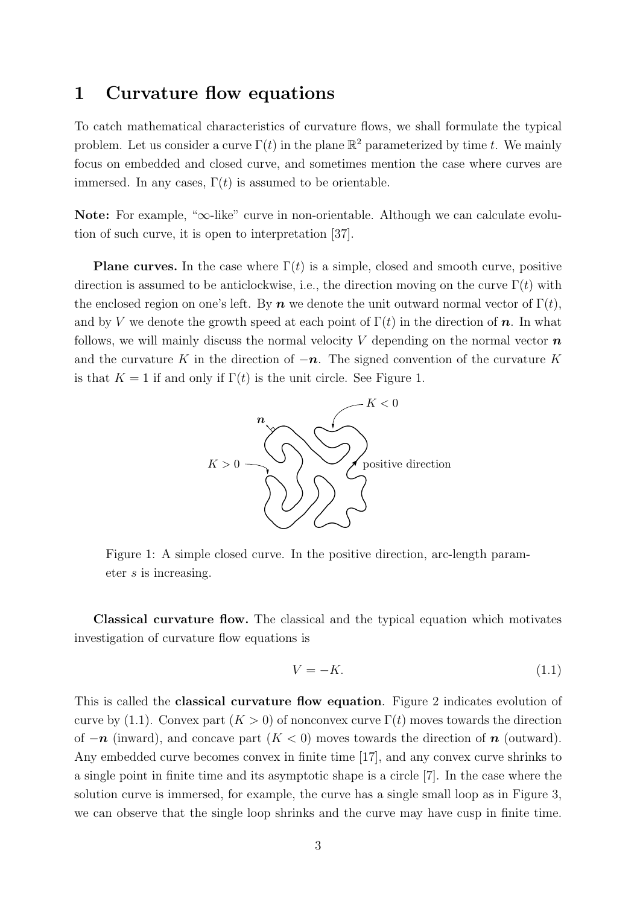# 1 Curvature flow equations

To catch mathematical characteristics of curvature flows, we shall formulate the typical problem. Let us consider a curve $\Gamma(t)$ in the plane $\mathbb{R}^2$ parameterized by time $t$. We mainly focus on embedded and closed curve, and sometimes mention the case where curves are immersed. In any cases, $\Gamma(t)$ is assumed to be orientable.

**Note:** For example, "$\infty$-like" curve in non-orientable. Although we can calculate evolution of such curve, it is open to interpretation [37].

**Plane curves.** In the case where $\Gamma(t)$ is a simple, closed and smooth curve, positive direction is assumed to be anticlockwise, i.e., the direction moving on the curve $\Gamma(t)$ with the enclosed region on one's left. By $\boldsymbol{n}$ we denote the unit outward normal vector of $\Gamma(t)$, and by $V$ we denote the growth speed at each point of $\Gamma(t)$ in the direction of $\boldsymbol{n}$. In what follows, we will mainly discuss the normal velocity $V$ depending on the normal vector $\boldsymbol{n}$ and the curvature $K$ in the direction of $-\boldsymbol{n}$. The signed convention of the curvature $K$ is that $K = 1$ if and only if $\Gamma(t)$ is the unit circle. See Figure 1.

Figure 1: A simple closed curve. In the positive direction, arc-length parameter $s$ is increasing.

**Classical curvature flow.** The classical and the typical equation which motivates investigation of curvature flow equations is

$$V = -K. \tag{1.1}$$

This is called the **classical curvature flow equation**. Figure 2 indicates evolution of curve by (1.1). Convex part ($K > 0$) of nonconvex curve $\Gamma(t)$ moves towards the direction of $-\boldsymbol{n}$ (inward), and concave part ($K < 0$) moves towards the direction of $\boldsymbol{n}$ (outward). Any embedded curve becomes convex in finite time [17], and any convex curve shrinks to a single point in finite time and its asymptotic shape is a circle [7]. In the case where the solution curve is immersed, for example, the curve has a single small loop as in Figure 3, we can observe that the single loop shrinks and the curve may have cusp in finite time.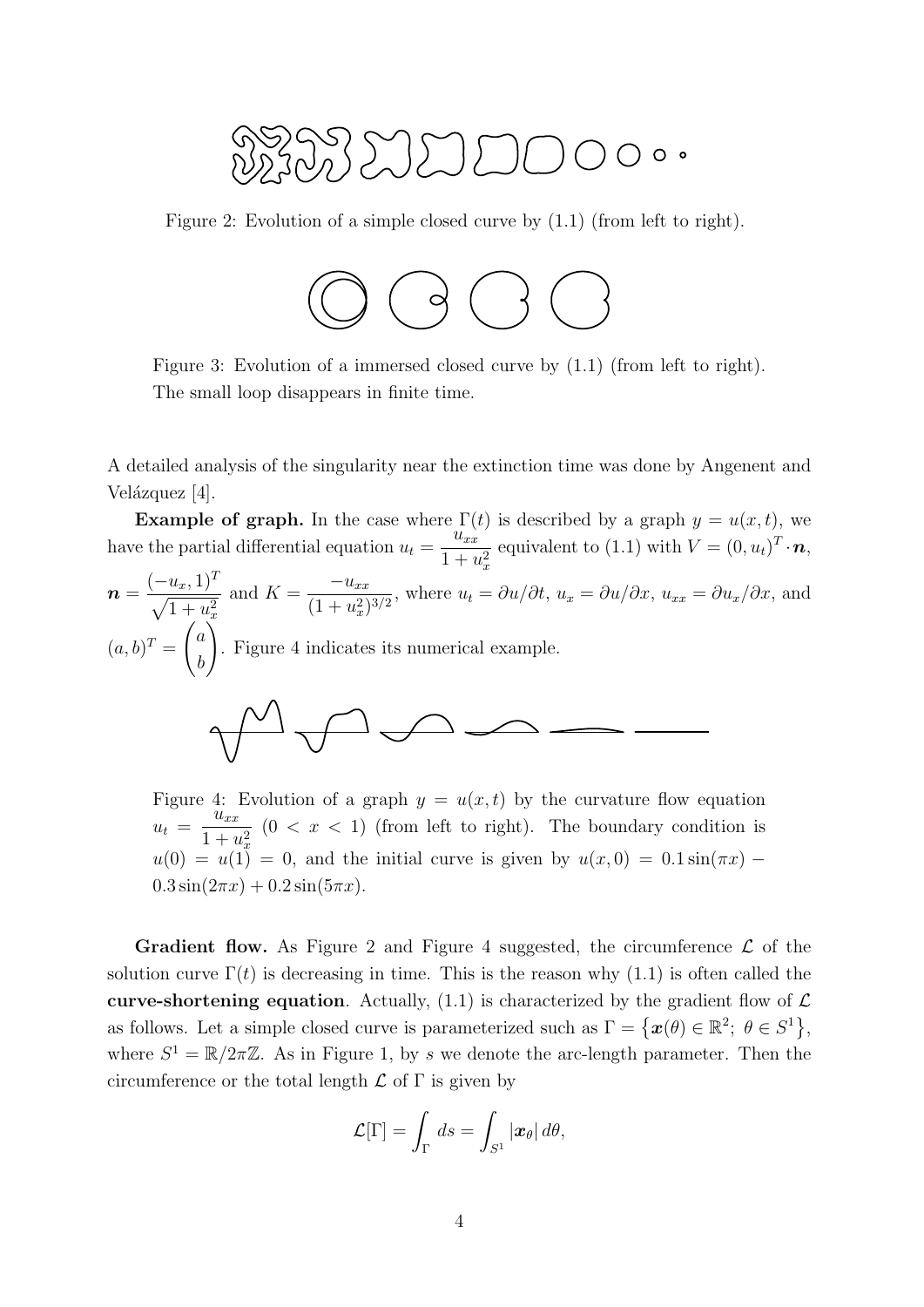Figure 2: Evolution of a simple closed curve by (1.1) (from left to right).

Figure 3: Evolution of a immersed closed curve by (1.1) (from left to right). The small loop disappears in finite time.

A detailed analysis of the singularity near the extinction time was done by Angenent and Velázquez [4].

**Example of graph.** In the case where $\Gamma(t)$ is described by a graph $y = u(x,t)$, we have the partial differential equation $u_t = \dfrac{u_{xx}}{1+u_x^2}$ equivalent to (1.1) with $V = (0, u_t)^T \cdot \boldsymbol{n}$, $\boldsymbol{n} = \dfrac{(-u_x, 1)^T}{\sqrt{1+u_x^2}}$ and $K = \dfrac{-u_{xx}}{(1+u_x^2)^{3/2}}$, where $u_t = \partial u/\partial t$, $u_x = \partial u/\partial x$, $u_{xx} = \partial u_x/\partial x$, and $(a,b)^T = \begin{pmatrix} a \\ b \end{pmatrix}$. Figure 4 indicates its numerical example.

Figure 4: Evolution of a graph $y = u(x,t)$ by the curvature flow equation $u_t = \dfrac{u_{xx}}{1+u_x^2}$ $(0 < x < 1)$ (from left to right). The boundary condition is $u(0) = u(1) = 0$, and the initial curve is given by $u(x,0) = 0.1\sin(\pi x) - 0.3\sin(2\pi x) + 0.2\sin(5\pi x)$.

**Gradient flow.** As Figure 2 and Figure 4 suggested, the circumference $\mathcal{L}$ of the solution curve $\Gamma(t)$ is decreasing in time. This is the reason why (1.1) is often called the **curve-shortening equation**. Actually, (1.1) is characterized by the gradient flow of $\mathcal{L}$ as follows. Let a simple closed curve is parameterized such as $\Gamma = \left\{\boldsymbol{x}(\theta) \in \mathbb{R}^2;\ \theta \in S^1\right\}$, where $S^1 = \mathbb{R}/2\pi\mathbb{Z}$. As in Figure 1, by $s$ we denote the arc-length parameter. Then the circumference or the total length $\mathcal{L}$ of $\Gamma$ is given by

$$\mathcal{L}[\Gamma] = \int_\Gamma ds = \int_{S^1} |\boldsymbol{x}_\theta|\, d\theta,$$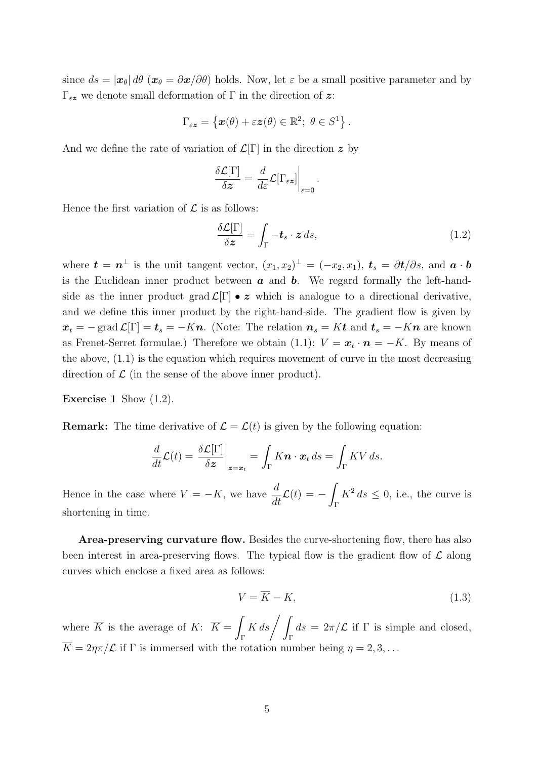since $ds = |\boldsymbol{x}_\theta|\, d\theta$ ($\boldsymbol{x}_\theta = \partial \boldsymbol{x}/\partial\theta$) holds. Now, let $\varepsilon$ be a small positive parameter and by $\Gamma_{\varepsilon \boldsymbol{z}}$ we denote small deformation of $\Gamma$ in the direction of $\boldsymbol{z}$:

$$\Gamma_{\varepsilon \boldsymbol{z}} = \left\{ \boldsymbol{x}(\theta) + \varepsilon \boldsymbol{z}(\theta) \in \mathbb{R}^2;\ \theta \in S^1 \right\}.$$

And we define the rate of variation of $\mathcal{L}[\Gamma]$ in the direction $\boldsymbol{z}$ by

$$\frac{\delta \mathcal{L}[\Gamma]}{\delta \boldsymbol{z}} = \left. \frac{d}{d\varepsilon} \mathcal{L}[\Gamma_{\varepsilon \boldsymbol{z}}] \right|_{\varepsilon=0}.$$

Hence the first variation of $\mathcal{L}$ is as follows:

$$\frac{\delta \mathcal{L}[\Gamma]}{\delta \boldsymbol{z}} = \int_\Gamma -\boldsymbol{t}_s \cdot \boldsymbol{z}\, ds, \tag{1.2}$$

where $\boldsymbol{t} = \boldsymbol{n}^\perp$ is the unit tangent vector, $(x_1, x_2)^\perp = (-x_2, x_1)$, $\boldsymbol{t}_s = \partial \boldsymbol{t}/\partial s$, and $\boldsymbol{a} \cdot \boldsymbol{b}$ is the Euclidean inner product between $\boldsymbol{a}$ and $\boldsymbol{b}$. We regard formally the left-hand-side as the inner product $\operatorname{grad} \mathcal{L}[\Gamma] \bullet \boldsymbol{z}$ which is analogue to a directional derivative, and we define this inner product by the right-hand-side. The gradient flow is given by $\boldsymbol{x}_t = -\operatorname{grad} \mathcal{L}[\Gamma] = \boldsymbol{t}_s = -K\boldsymbol{n}$. (Note: The relation $\boldsymbol{n}_s = K\boldsymbol{t}$ and $\boldsymbol{t}_s = -K\boldsymbol{n}$ are known as Frenet-Serret formulae.) Therefore we obtain (1.1): $V = \boldsymbol{x}_t \cdot \boldsymbol{n} = -K$. By means of the above, (1.1) is the equation which requires movement of curve in the most decreasing direction of $\mathcal{L}$ (in the sense of the above inner product).

**Exercise 1** Show (1.2).

**Remark:** The time derivative of $\mathcal{L} = \mathcal{L}(t)$ is given by the following equation:

$$\frac{d}{dt}\mathcal{L}(t) = \left. \frac{\delta \mathcal{L}[\Gamma]}{\delta \boldsymbol{z}} \right|_{\boldsymbol{z} = \boldsymbol{x}_t} = \int_\Gamma K\boldsymbol{n} \cdot \boldsymbol{x}_t\, ds = \int_\Gamma KV\, ds.$$

Hence in the case where $V = -K$, we have $\displaystyle\frac{d}{dt}\mathcal{L}(t) = -\int_\Gamma K^2\, ds \leq 0$, i.e., the curve is shortening in time.

**Area-preserving curvature flow.** Besides the curve-shortening flow, there has also been interest in area-preserving flows. The typical flow is the gradient flow of $\mathcal{L}$ along curves which enclose a fixed area as follows:

$$V = \overline{K} - K, \tag{1.3}$$

where $\overline{K}$ is the average of $K$: $\overline{K} = \displaystyle\int_\Gamma K\, ds \Big/ \int_\Gamma ds = 2\pi/\mathcal{L}$ if $\Gamma$ is simple and closed, $\overline{K} = 2\eta\pi/\mathcal{L}$ if $\Gamma$ is immersed with the rotation number being $\eta = 2, 3, \ldots$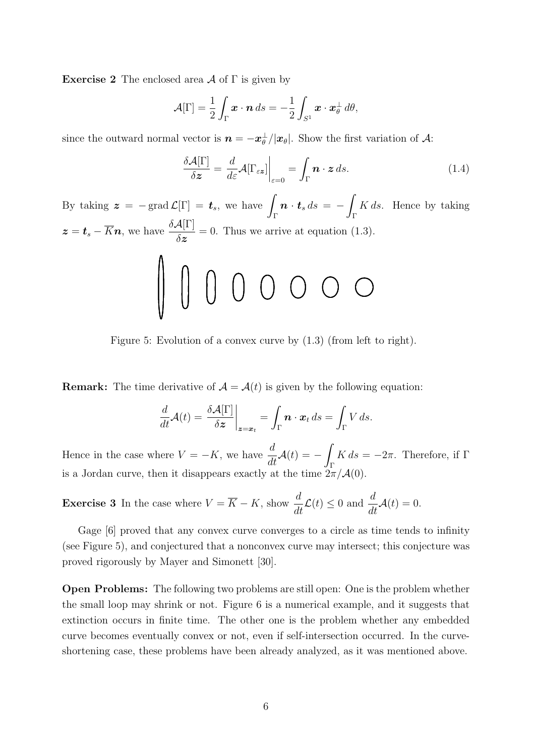**Exercise 2** The enclosed area $\mathcal{A}$ of $\Gamma$ is given by

$$\mathcal{A}[\Gamma] = \frac{1}{2}\int_\Gamma \boldsymbol{x}\cdot\boldsymbol{n}\,ds = -\frac{1}{2}\int_{S^1} \boldsymbol{x}\cdot\boldsymbol{x}_\theta^\perp\,d\theta,$$

since the outward normal vector is $\boldsymbol{n} = -\boldsymbol{x}_\theta^\perp/|\boldsymbol{x}_\theta|$. Show the first variation of $\mathcal{A}$:

$$\frac{\delta\mathcal{A}[\Gamma]}{\delta\boldsymbol{z}} = \frac{d}{d\varepsilon}\mathcal{A}[\Gamma_{\varepsilon\boldsymbol{z}}]\bigg|_{\varepsilon=0} = \int_\Gamma \boldsymbol{n}\cdot\boldsymbol{z}\,ds. \tag{1.4}$$

By taking $\boldsymbol{z} = -\operatorname{grad}\mathcal{L}[\Gamma] = \boldsymbol{t}_s$, we have $\displaystyle\int_\Gamma \boldsymbol{n}\cdot\boldsymbol{t}_s\,ds = -\int_\Gamma K\,ds$. Hence by taking $\boldsymbol{z} = \boldsymbol{t}_s - \overline{K}\boldsymbol{n}$, we have $\dfrac{\delta\mathcal{A}[\Gamma]}{\delta\boldsymbol{z}} = 0$. Thus we arrive at equation (1.3).

Figure 5: Evolution of a convex curve by (1.3) (from left to right).

**Remark:** The time derivative of $\mathcal{A} = \mathcal{A}(t)$ is given by the following equation:

$$\frac{d}{dt}\mathcal{A}(t) = \frac{\delta\mathcal{A}[\Gamma]}{\delta\boldsymbol{z}}\bigg|_{\boldsymbol{z}=\boldsymbol{x}_t} = \int_\Gamma \boldsymbol{n}\cdot\boldsymbol{x}_t\,ds = \int_\Gamma V\,ds.$$

Hence in the case where $V = -K$, we have $\dfrac{d}{dt}\mathcal{A}(t) = -\displaystyle\int_\Gamma K\,ds = -2\pi$. Therefore, if $\Gamma$ is a Jordan curve, then it disappears exactly at the time $2\pi/\mathcal{A}(0)$.

**Exercise 3** In the case where $V = \overline{K} - K$, show $\dfrac{d}{dt}\mathcal{L}(t) \le 0$ and $\dfrac{d}{dt}\mathcal{A}(t) = 0$.

Gage [6] proved that any convex curve converges to a circle as time tends to infinity (see Figure 5), and conjectured that a nonconvex curve may intersect; this conjecture was proved rigorously by Mayer and Simonett [30].

**Open Problems:** The following two problems are still open: One is the problem whether the small loop may shrink or not. Figure 6 is a numerical example, and it suggests that extinction occurs in finite time. The other one is the problem whether any embedded curve becomes eventually convex or not, even if self-intersection occurred. In the curve-shortening case, these problems have been already analyzed, as it was mentioned above.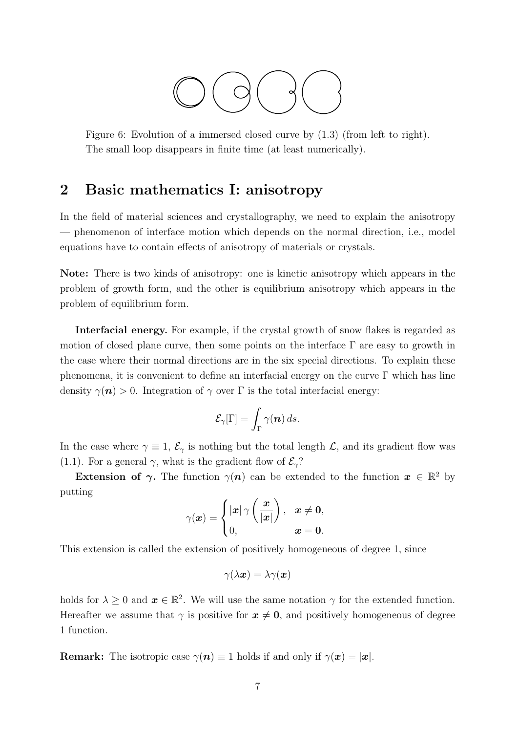Figure 6: Evolution of a immersed closed curve by (1.3) (from left to right). The small loop disappears in finite time (at least numerically).

## 2 Basic mathematics I: anisotropy

In the field of material sciences and crystallography, we need to explain the anisotropy — phenomenon of interface motion which depends on the normal direction, i.e., model equations have to contain effects of anisotropy of materials or crystals.

**Note:** There is two kinds of anisotropy: one is kinetic anisotropy which appears in the problem of growth form, and the other is equilibrium anisotropy which appears in the problem of equilibrium form.

**Interfacial energy.** For example, if the crystal growth of snow flakes is regarded as motion of closed plane curve, then some points on the interface $\Gamma$ are easy to growth in the case where their normal directions are in the six special directions. To explain these phenomena, it is convenient to define an interfacial energy on the curve $\Gamma$ which has line density $\gamma(\boldsymbol{n}) > 0$. Integration of $\gamma$ over $\Gamma$ is the total interfacial energy:

$$\mathcal{E}_\gamma[\Gamma] = \int_\Gamma \gamma(\boldsymbol{n})\, ds.$$

In the case where $\gamma \equiv 1$, $\mathcal{E}_\gamma$ is nothing but the total length $\mathcal{L}$, and its gradient flow was (1.1). For a general $\gamma$, what is the gradient flow of $\mathcal{E}_\gamma$?

**Extension of $\boldsymbol{\gamma}$.** The function $\gamma(\boldsymbol{n})$ can be extended to the function $\boldsymbol{x} \in \mathbb{R}^2$ by putting

$$\gamma(\boldsymbol{x}) = \begin{cases} |\boldsymbol{x}|\, \gamma\left(\dfrac{\boldsymbol{x}}{|\boldsymbol{x}|}\right), & \boldsymbol{x} \neq \boldsymbol{0}, \\ 0, & \boldsymbol{x} = \boldsymbol{0}. \end{cases}$$

This extension is called the extension of positively homogeneous of degree 1, since

$$\gamma(\lambda \boldsymbol{x}) = \lambda \gamma(\boldsymbol{x})$$

holds for $\lambda \geq 0$ and $\boldsymbol{x} \in \mathbb{R}^2$. We will use the same notation $\gamma$ for the extended function. Hereafter we assume that $\gamma$ is positive for $\boldsymbol{x} \neq \boldsymbol{0}$, and positively homogeneous of degree 1 function.

**Remark:** The isotropic case $\gamma(\boldsymbol{n}) \equiv 1$ holds if and only if $\gamma(\boldsymbol{x}) = |\boldsymbol{x}|$.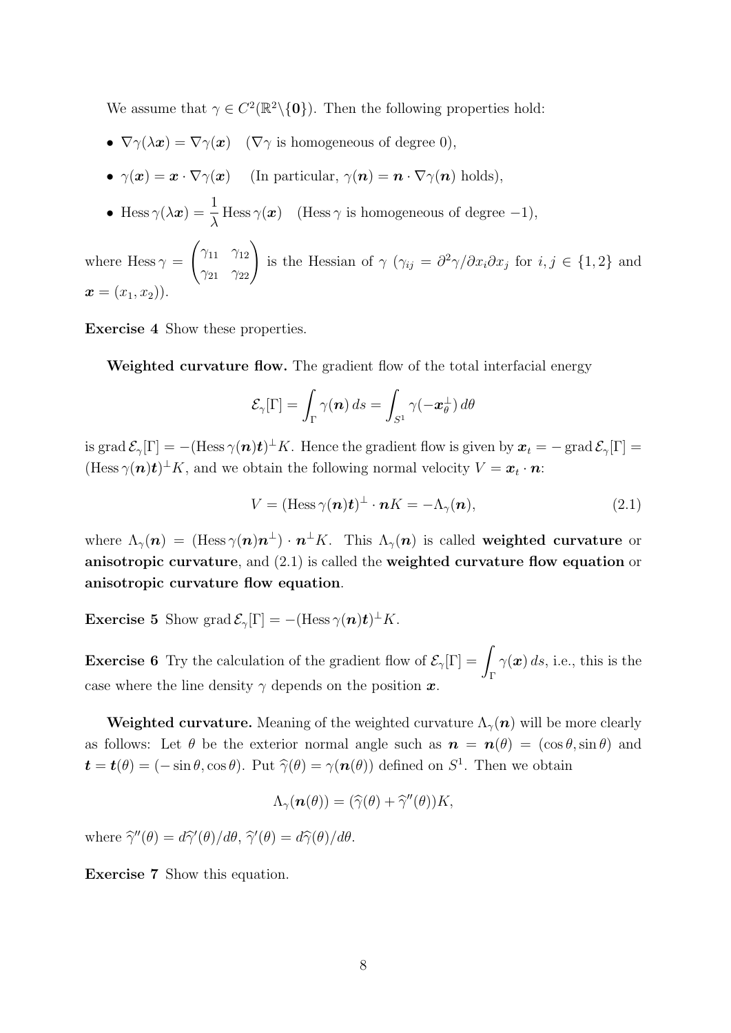We assume that $\gamma \in C^2(\mathbb{R}^2 \backslash \{\mathbf{0}\})$. Then the following properties hold:

- $\nabla\gamma(\lambda \boldsymbol{x}) = \nabla\gamma(\boldsymbol{x})$ $\quad$ ($\nabla\gamma$ is homogeneous of degree 0),
- $\gamma(\boldsymbol{x}) = \boldsymbol{x} \cdot \nabla\gamma(\boldsymbol{x})$ $\quad$ (In particular, $\gamma(\boldsymbol{n}) = \boldsymbol{n} \cdot \nabla\gamma(\boldsymbol{n})$ holds),
- $\operatorname{Hess}\gamma(\lambda \boldsymbol{x}) = \dfrac{1}{\lambda}\operatorname{Hess}\gamma(\boldsymbol{x})$ $\quad$ ($\operatorname{Hess}\gamma$ is homogeneous of degree $-1$),

where $\operatorname{Hess}\gamma = \begin{pmatrix} \gamma_{11} & \gamma_{12} \\ \gamma_{21} & \gamma_{22} \end{pmatrix}$ is the Hessian of $\gamma$ ($\gamma_{ij} = \partial^2\gamma/\partial x_i \partial x_j$ for $i, j \in \{1, 2\}$ and $\boldsymbol{x} = (x_1, x_2)$).

**Exercise 4** Show these properties.

**Weighted curvature flow.** The gradient flow of the total interfacial energy

$$\mathcal{E}_\gamma[\Gamma] = \int_\Gamma \gamma(\boldsymbol{n})\, ds = \int_{S^1} \gamma(-\boldsymbol{x}_\theta^\perp)\, d\theta$$

is $\operatorname{grad}\mathcal{E}_\gamma[\Gamma] = -(\operatorname{Hess}\gamma(\boldsymbol{n})\boldsymbol{t})^\perp K$. Hence the gradient flow is given by $\boldsymbol{x}_t = -\operatorname{grad}\mathcal{E}_\gamma[\Gamma] = (\operatorname{Hess}\gamma(\boldsymbol{n})\boldsymbol{t})^\perp K$, and we obtain the following normal velocity $V = \boldsymbol{x}_t \cdot \boldsymbol{n}$:

$$V = (\operatorname{Hess}\gamma(\boldsymbol{n})\boldsymbol{t})^\perp \cdot \boldsymbol{n} K = -\Lambda_\gamma(\boldsymbol{n}), \tag{2.1}$$

where $\Lambda_\gamma(\boldsymbol{n}) = (\operatorname{Hess}\gamma(\boldsymbol{n})\boldsymbol{n}^\perp) \cdot \boldsymbol{n}^\perp K$. This $\Lambda_\gamma(\boldsymbol{n})$ is called **weighted curvature** or **anisotropic curvature**, and (2.1) is called the **weighted curvature flow equation** or **anisotropic curvature flow equation**.

**Exercise 5** Show $\operatorname{grad}\mathcal{E}_\gamma[\Gamma] = -(\operatorname{Hess}\gamma(\boldsymbol{n})\boldsymbol{t})^\perp K$.

**Exercise 6** Try the calculation of the gradient flow of $\mathcal{E}_\gamma[\Gamma] = \displaystyle\int_\Gamma \gamma(\boldsymbol{x})\, ds$, i.e., this is the case where the line density $\gamma$ depends on the position $\boldsymbol{x}$.

**Weighted curvature.** Meaning of the weighted curvature $\Lambda_\gamma(\boldsymbol{n})$ will be more clearly as follows: Let $\theta$ be the exterior normal angle such as $\boldsymbol{n} = \boldsymbol{n}(\theta) = (\cos\theta, \sin\theta)$ and $\boldsymbol{t} = \boldsymbol{t}(\theta) = (-\sin\theta, \cos\theta)$. Put $\widehat{\gamma}(\theta) = \gamma(\boldsymbol{n}(\theta))$ defined on $S^1$. Then we obtain

$$\Lambda_\gamma(\boldsymbol{n}(\theta)) = (\widehat{\gamma}(\theta) + \widehat{\gamma}''(\theta))K,$$

where $\widehat{\gamma}''(\theta) = d\widehat{\gamma}'(\theta)/d\theta$, $\widehat{\gamma}'(\theta) = d\widehat{\gamma}(\theta)/d\theta$.

**Exercise 7** Show this equation.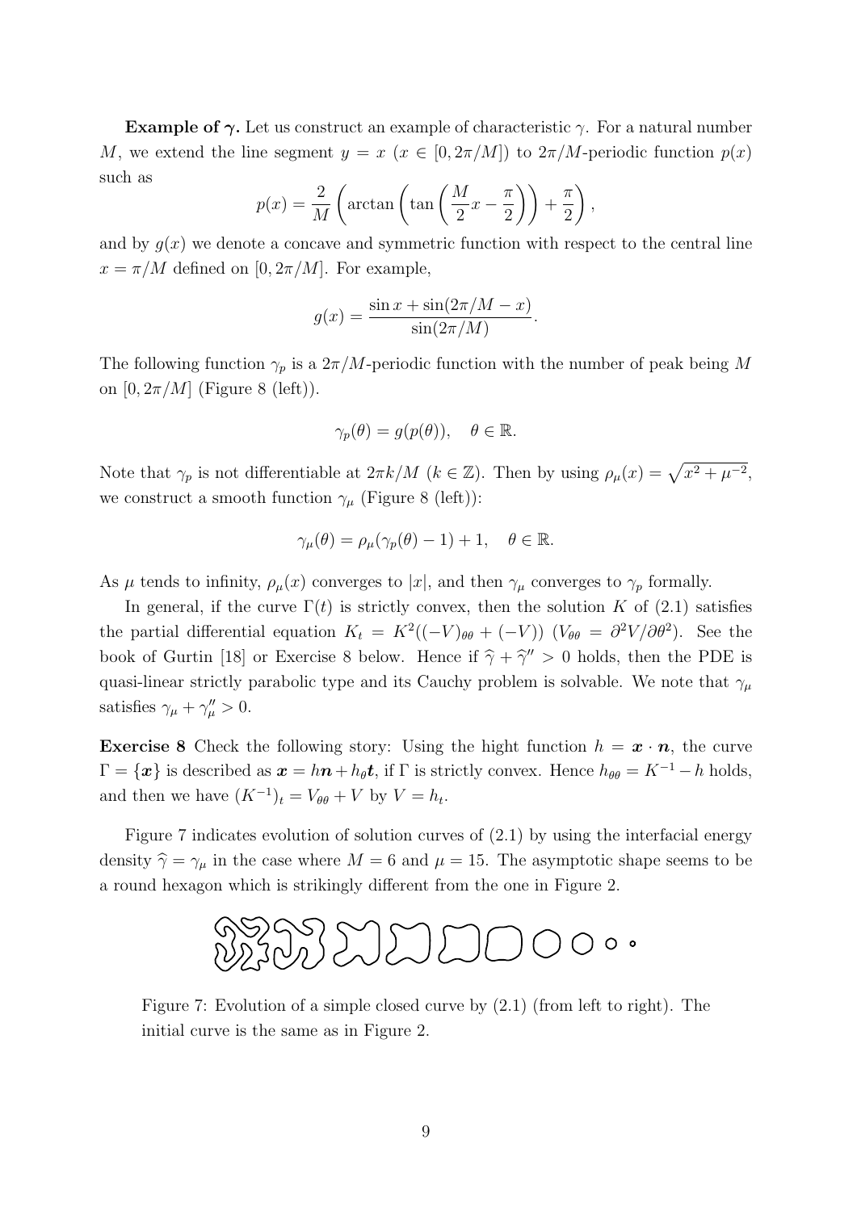**Example of $\boldsymbol{\gamma}$.** Let us construct an example of characteristic $\gamma$. For a natural number $M$, we extend the line segment $y = x$ ($x \in [0, 2\pi/M]$) to $2\pi/M$-periodic function $p(x)$ such as

$$p(x) = \frac{2}{M}\left(\arctan\left(\tan\left(\frac{M}{2}x - \frac{\pi}{2}\right)\right) + \frac{\pi}{2}\right),$$

and by $g(x)$ we denote a concave and symmetric function with respect to the central line $x = \pi/M$ defined on $[0, 2\pi/M]$. For example,

$$g(x) = \frac{\sin x + \sin(2\pi/M - x)}{\sin(2\pi/M)}.$$

The following function $\gamma_p$ is a $2\pi/M$-periodic function with the number of peak being $M$ on $[0, 2\pi/M]$ (Figure 8 (left)).

$$\gamma_p(\theta) = g(p(\theta)), \quad \theta \in \mathbb{R}.$$

Note that $\gamma_p$ is not differentiable at $2\pi k/M$ ($k \in \mathbb{Z}$). Then by using $\rho_\mu(x) = \sqrt{x^2 + \mu^{-2}}$, we construct a smooth function $\gamma_\mu$ (Figure 8 (left)):

$$\gamma_\mu(\theta) = \rho_\mu(\gamma_p(\theta) - 1) + 1, \quad \theta \in \mathbb{R}.$$

As $\mu$ tends to infinity, $\rho_\mu(x)$ converges to $|x|$, and then $\gamma_\mu$ converges to $\gamma_p$ formally.

In general, if the curve $\Gamma(t)$ is strictly convex, then the solution $K$ of (2.1) satisfies the partial differential equation $K_t = K^2((-V)_{\theta\theta} + (-V))$ ($V_{\theta\theta} = \partial^2 V/\partial\theta^2$). See the book of Gurtin [18] or Exercise 8 below. Hence if $\widehat{\gamma} + \widehat{\gamma}'' > 0$ holds, then the PDE is quasi-linear strictly parabolic type and its Cauchy problem is solvable. We note that $\gamma_\mu$ satisfies $\gamma_\mu + \gamma_\mu'' > 0$.

**Exercise 8** Check the following story: Using the hight function $h = \boldsymbol{x} \cdot \boldsymbol{n}$, the curve $\Gamma = \{\boldsymbol{x}\}$ is described as $\boldsymbol{x} = h\boldsymbol{n} + h_\theta \boldsymbol{t}$, if $\Gamma$ is strictly convex. Hence $h_{\theta\theta} = K^{-1} - h$ holds, and then we have $(K^{-1})_t = V_{\theta\theta} + V$ by $V = h_t$.

Figure 7 indicates evolution of solution curves of (2.1) by using the interfacial energy density $\widehat{\gamma} = \gamma_\mu$ in the case where $M = 6$ and $\mu = 15$. The asymptotic shape seems to be a round hexagon which is strikingly different from the one in Figure 2.

Figure 7: Evolution of a simple closed curve by (2.1) (from left to right). The initial curve is the same as in Figure 2.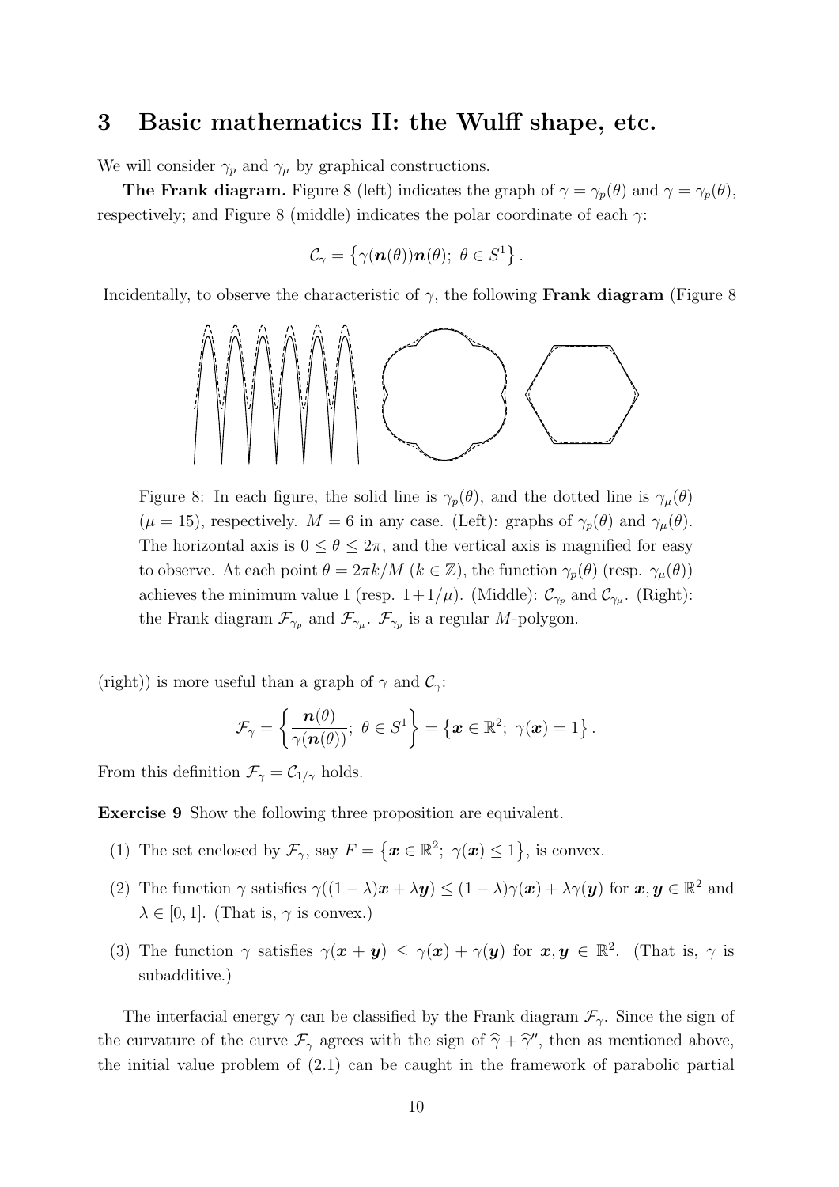## 3 Basic mathematics II: the Wulff shape, etc.

We will consider $\gamma_p$ and $\gamma_\mu$ by graphical constructions.

**The Frank diagram.** Figure 8 (left) indicates the graph of $\gamma = \gamma_p(\theta)$ and $\gamma = \gamma_p(\theta)$, respectively; and Figure 8 (middle) indicates the polar coordinate of each $\gamma$:

$$\mathcal{C}_\gamma = \left\{ \gamma(\boldsymbol{n}(\theta))\boldsymbol{n}(\theta);\ \theta \in S^1 \right\}.$$

Incidentally, to observe the characteristic of $\gamma$, the following **Frank diagram** (Figure 8 (right)) is more useful than a graph of $\gamma$ and $\mathcal{C}_\gamma$:

Figure 8: In each figure, the solid line is $\gamma_p(\theta)$, and the dotted line is $\gamma_\mu(\theta)$ ($\mu = 15$), respectively. $M = 6$ in any case. (Left): graphs of $\gamma_p(\theta)$ and $\gamma_\mu(\theta)$. The horizontal axis is $0 \le \theta \le 2\pi$, and the vertical axis is magnified for easy to observe. At each point $\theta = 2\pi k/M$ ($k \in \mathbb{Z}$), the function $\gamma_p(\theta)$ (resp. $\gamma_\mu(\theta)$) achieves the minimum value 1 (resp. $1+1/\mu$). (Middle): $\mathcal{C}_{\gamma_p}$ and $\mathcal{C}_{\gamma_\mu}$. (Right): the Frank diagram $\mathcal{F}_{\gamma_p}$ and $\mathcal{F}_{\gamma_\mu}$. $\mathcal{F}_{\gamma_p}$ is a regular $M$-polygon.

$$\mathcal{F}_\gamma = \left\{ \frac{\boldsymbol{n}(\theta)}{\gamma(\boldsymbol{n}(\theta))};\ \theta \in S^1 \right\} = \left\{ \boldsymbol{x} \in \mathbb{R}^2;\ \gamma(\boldsymbol{x}) = 1 \right\}.$$

From this definition $\mathcal{F}_\gamma = \mathcal{C}_{1/\gamma}$ holds.

**Exercise 9** Show the following three proposition are equivalent.

(1) The set enclosed by $\mathcal{F}_\gamma$, say $F = \left\{ \boldsymbol{x} \in \mathbb{R}^2;\ \gamma(\boldsymbol{x}) \le 1 \right\}$, is convex.

(2) The function $\gamma$ satisfies $\gamma((1-\lambda)\boldsymbol{x} + \lambda\boldsymbol{y}) \le (1-\lambda)\gamma(\boldsymbol{x}) + \lambda\gamma(\boldsymbol{y})$ for $\boldsymbol{x}, \boldsymbol{y} \in \mathbb{R}^2$ and $\lambda \in [0, 1]$. (That is, $\gamma$ is convex.)

(3) The function $\gamma$ satisfies $\gamma(\boldsymbol{x} + \boldsymbol{y}) \le \gamma(\boldsymbol{x}) + \gamma(\boldsymbol{y})$ for $\boldsymbol{x}, \boldsymbol{y} \in \mathbb{R}^2$. (That is, $\gamma$ is subadditive.)

The interfacial energy $\gamma$ can be classified by the Frank diagram $\mathcal{F}_\gamma$. Since the sign of the curvature of the curve $\mathcal{F}_\gamma$ agrees with the sign of $\widehat{\gamma} + \widehat{\gamma}''$, then as mentioned above, the initial value problem of (2.1) can be caught in the framework of parabolic partial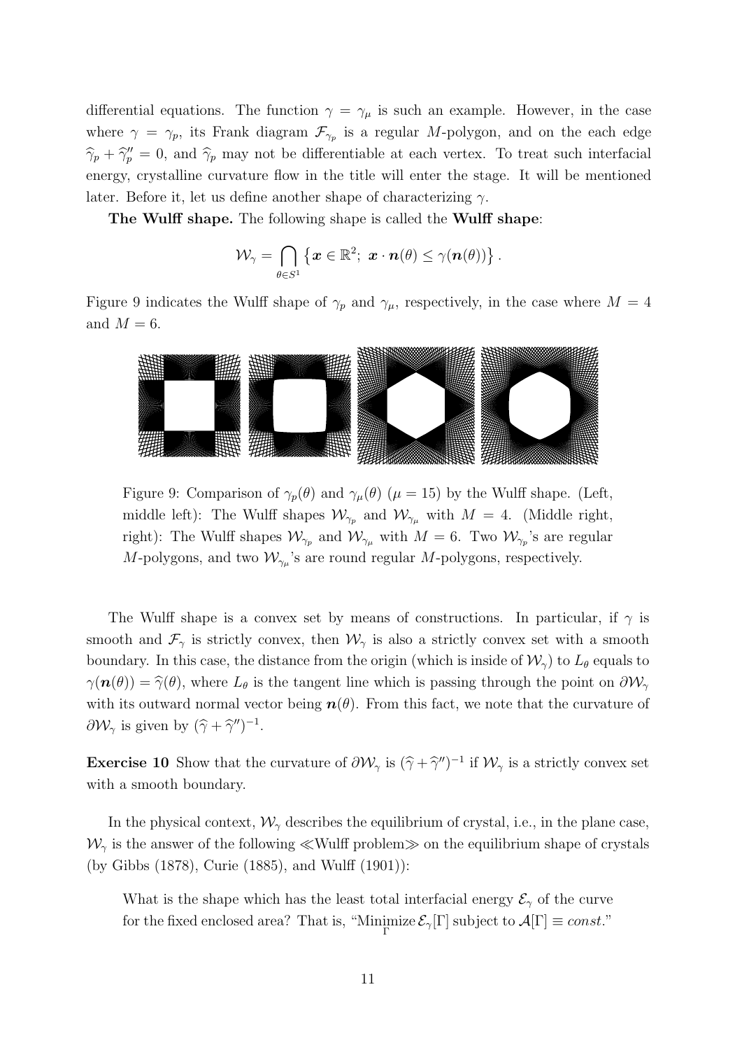differential equations. The function $\gamma = \gamma_\mu$ is such an example. However, in the case where $\gamma = \gamma_p$, its Frank diagram $\mathcal{F}_{\gamma_p}$ is a regular $M$-polygon, and on the each edge $\widehat{\gamma}_p + \widehat{\gamma}_p'' = 0$, and $\widehat{\gamma}_p$ may not be differentiable at each vertex. To treat such interfacial energy, crystalline curvature flow in the title will enter the stage. It will be mentioned later. Before it, let us define another shape of characterizing $\gamma$.

**The Wulff shape.** The following shape is called the **Wulff shape**:

$$\mathcal{W}_\gamma = \bigcap_{\theta \in S^1} \left\{ \boldsymbol{x} \in \mathbb{R}^2;\ \boldsymbol{x} \cdot \boldsymbol{n}(\theta) \leq \gamma(\boldsymbol{n}(\theta)) \right\}.$$

Figure 9 indicates the Wulff shape of $\gamma_p$ and $\gamma_\mu$, respectively, in the case where $M = 4$ and $M = 6$.

Figure 9: Comparison of $\gamma_p(\theta)$ and $\gamma_\mu(\theta)$ ($\mu = 15$) by the Wulff shape. (Left, middle left): The Wulff shapes $\mathcal{W}_{\gamma_p}$ and $\mathcal{W}_{\gamma_\mu}$ with $M = 4$. (Middle right, right): The Wulff shapes $\mathcal{W}_{\gamma_p}$ and $\mathcal{W}_{\gamma_\mu}$ with $M = 6$. Two $\mathcal{W}_{\gamma_p}$'s are regular $M$-polygons, and two $\mathcal{W}_{\gamma_\mu}$'s are round regular $M$-polygons, respectively.

The Wulff shape is a convex set by means of constructions. In particular, if $\gamma$ is smooth and $\mathcal{F}_\gamma$ is strictly convex, then $\mathcal{W}_\gamma$ is also a strictly convex set with a smooth boundary. In this case, the distance from the origin (which is inside of $\mathcal{W}_\gamma$) to $L_\theta$ equals to $\gamma(\boldsymbol{n}(\theta)) = \widehat{\gamma}(\theta)$, where $L_\theta$ is the tangent line which is passing through the point on $\partial\mathcal{W}_\gamma$ with its outward normal vector being $\boldsymbol{n}(\theta)$. From this fact, we note that the curvature of $\partial\mathcal{W}_\gamma$ is given by $(\widehat{\gamma} + \widehat{\gamma}'')^{-1}$.

**Exercise 10** Show that the curvature of $\partial\mathcal{W}_\gamma$ is $(\widehat{\gamma} + \widehat{\gamma}'')^{-1}$ if $\mathcal{W}_\gamma$ is a strictly convex set with a smooth boundary.

In the physical context, $\mathcal{W}_\gamma$ describes the equilibrium of crystal, i.e., in the plane case, $\mathcal{W}_\gamma$ is the answer of the following ≪Wulff problem≫ on the equilibrium shape of crystals (by Gibbs (1878), Curie (1885), and Wulff (1901)):

> What is the shape which has the least total interfacial energy $\mathcal{E}_\gamma$ of the curve for the fixed enclosed area? That is, "$\underset{\Gamma}{\text{Minimize}}\, \mathcal{E}_\gamma[\Gamma]$ subject to $\mathcal{A}[\Gamma] \equiv const.$"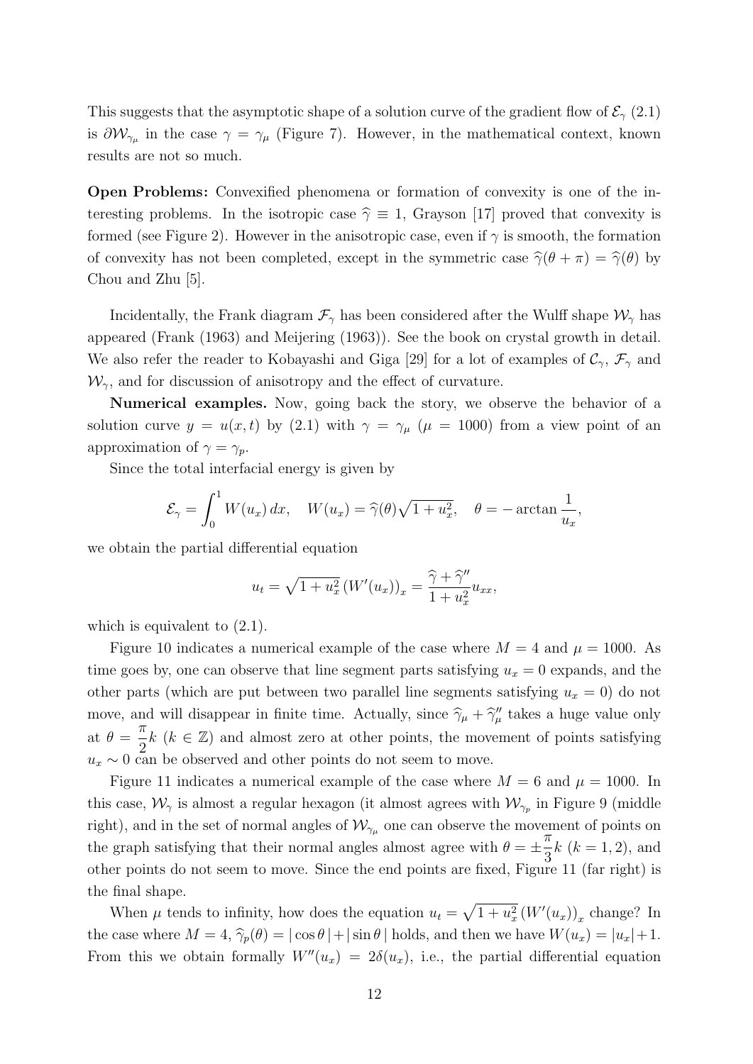This suggests that the asymptotic shape of a solution curve of the gradient flow of $\mathcal{E}_\gamma$ (2.1) is $\partial\mathcal{W}_{\gamma_\mu}$ in the case $\gamma = \gamma_\mu$ (Figure 7). However, in the mathematical context, known results are not so much.

**Open Problems:** Convexified phenomena or formation of convexity is one of the interesting problems. In the isotropic case $\widehat{\gamma} \equiv 1$, Grayson [17] proved that convexity is formed (see Figure 2). However in the anisotropic case, even if $\gamma$ is smooth, the formation of convexity has not been completed, except in the symmetric case $\widehat{\gamma}(\theta + \pi) = \widehat{\gamma}(\theta)$ by Chou and Zhu [5].

Incidentally, the Frank diagram $\mathcal{F}_\gamma$ has been considered after the Wulff shape $\mathcal{W}_\gamma$ has appeared (Frank (1963) and Meijering (1963)). See the book on crystal growth in detail. We also refer the reader to Kobayashi and Giga [29] for a lot of examples of $\mathcal{C}_\gamma$, $\mathcal{F}_\gamma$ and $\mathcal{W}_\gamma$, and for discussion of anisotropy and the effect of curvature.

**Numerical examples.** Now, going back the story, we observe the behavior of a solution curve $y = u(x, t)$ by (2.1) with $\gamma = \gamma_\mu$ ($\mu = 1000$) from a view point of an approximation of $\gamma = \gamma_p$.

Since the total interfacial energy is given by

$$\mathcal{E}_\gamma = \int_0^1 W(u_x)\,dx, \quad W(u_x) = \widehat{\gamma}(\theta)\sqrt{1+u_x^2}, \quad \theta = -\arctan\frac{1}{u_x},$$

we obtain the partial differential equation

$$u_t = \sqrt{1+u_x^2}\,(W'(u_x))_x = \frac{\widehat{\gamma} + \widehat{\gamma}''}{1+u_x^2}u_{xx},$$

which is equivalent to (2.1).

Figure 10 indicates a numerical example of the case where $M = 4$ and $\mu = 1000$. As time goes by, one can observe that line segment parts satisfying $u_x = 0$ expands, and the other parts (which are put between two parallel line segments satisfying $u_x = 0$) do not move, and will disappear in finite time. Actually, since $\widehat{\gamma}_\mu + \widehat{\gamma}''_\mu$ takes a huge value only at $\theta = \dfrac{\pi}{2}k$ ($k \in \mathbb{Z}$) and almost zero at other points, the movement of points satisfying $u_x \sim 0$ can be observed and other points do not seem to move.

Figure 11 indicates a numerical example of the case where $M = 6$ and $\mu = 1000$. In this case, $\mathcal{W}_\gamma$ is almost a regular hexagon (it almost agrees with $\mathcal{W}_{\gamma_p}$ in Figure 9 (middle right), and in the set of normal angles of $\mathcal{W}_{\gamma_\mu}$ one can observe the movement of points on the graph satisfying that their normal angles almost agree with $\theta = \pm\dfrac{\pi}{3}k$ ($k = 1, 2$), and other points do not seem to move. Since the end points are fixed, Figure 11 (far right) is the final shape.

When $\mu$ tends to infinity, how does the equation $u_t = \sqrt{1+u_x^2}\,(W'(u_x))_x$ change? In the case where $M = 4$, $\widehat{\gamma}_p(\theta) = |\cos\theta| + |\sin\theta|$ holds, and then we have $W(u_x) = |u_x| + 1$. From this we obtain formally $W''(u_x) = 2\delta(u_x)$, i.e., the partial differential equation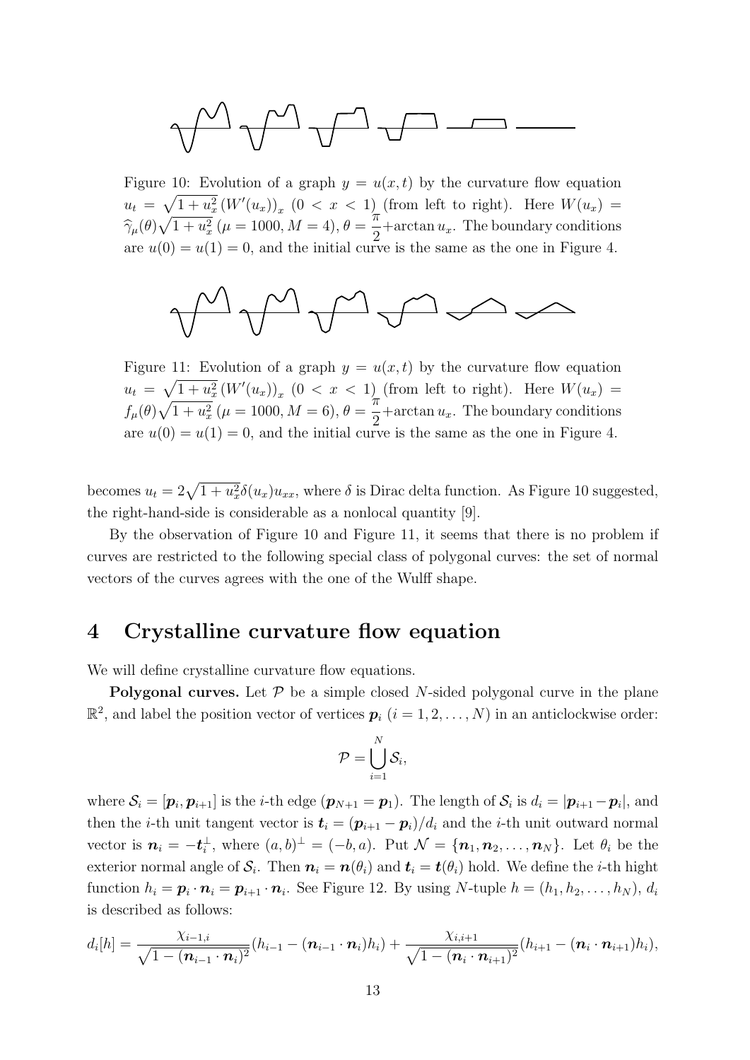Figure 10: Evolution of a graph $y = u(x,t)$ by the curvature flow equation $u_t = \sqrt{1+u_x^2}\,(W'(u_x))_x$ $(0 < x < 1)$ (from left to right). Here $W(u_x) = \widehat{\gamma}_\mu(\theta)\sqrt{1+u_x^2}$ $(\mu = 1000, M = 4)$, $\theta = \dfrac{\pi}{2} + \arctan u_x$. The boundary conditions are $u(0) = u(1) = 0$, and the initial curve is the same as the one in Figure 4.

Figure 11: Evolution of a graph $y = u(x,t)$ by the curvature flow equation $u_t = \sqrt{1+u_x^2}\,(W'(u_x))_x$ $(0 < x < 1)$ (from left to right). Here $W(u_x) = f_\mu(\theta)\sqrt{1+u_x^2}$ $(\mu = 1000, M = 6)$, $\theta = \dfrac{\pi}{2} + \arctan u_x$. The boundary conditions are $u(0) = u(1) = 0$, and the initial curve is the same as the one in Figure 4.

becomes $u_t = 2\sqrt{1+u_x^2}\delta(u_x)u_{xx}$, where $\delta$ is Dirac delta function. As Figure 10 suggested, the right-hand-side is considerable as a nonlocal quantity [9].

By the observation of Figure 10 and Figure 11, it seems that there is no problem if curves are restricted to the following special class of polygonal curves: the set of normal vectors of the curves agrees with the one of the Wulff shape.

# 4 Crystalline curvature flow equation

We will define crystalline curvature flow equations.

**Polygonal curves.** Let $\mathcal{P}$ be a simple closed $N$-sided polygonal curve in the plane $\mathbb{R}^2$, and label the position vector of vertices $\boldsymbol{p}_i$ $(i = 1, 2, \ldots, N)$ in an anticlockwise order:

$$\mathcal{P} = \bigcup_{i=1}^{N} \mathcal{S}_i,$$

where $\mathcal{S}_i = [\boldsymbol{p}_i, \boldsymbol{p}_{i+1}]$ is the $i$-th edge $(\boldsymbol{p}_{N+1} = \boldsymbol{p}_1)$. The length of $\mathcal{S}_i$ is $d_i = |\boldsymbol{p}_{i+1} - \boldsymbol{p}_i|$, and then the $i$-th unit tangent vector is $\boldsymbol{t}_i = (\boldsymbol{p}_{i+1} - \boldsymbol{p}_i)/d_i$ and the $i$-th unit outward normal vector is $\boldsymbol{n}_i = -\boldsymbol{t}_i^\perp$, where $(a,b)^\perp = (-b,a)$. Put $\mathcal{N} = \{\boldsymbol{n}_1, \boldsymbol{n}_2, \ldots, \boldsymbol{n}_N\}$. Let $\theta_i$ be the exterior normal angle of $\mathcal{S}_i$. Then $\boldsymbol{n}_i = \boldsymbol{n}(\theta_i)$ and $\boldsymbol{t}_i = \boldsymbol{t}(\theta_i)$ hold. We define the $i$-th hight function $h_i = \boldsymbol{p}_i \cdot \boldsymbol{n}_i = \boldsymbol{p}_{i+1} \cdot \boldsymbol{n}_i$. See Figure 12. By using $N$-tuple $h = (h_1, h_2, \ldots, h_N)$, $d_i$ is described as follows:

$$d_i[h] = \frac{\chi_{i-1,i}}{\sqrt{1-(\boldsymbol{n}_{i-1}\cdot\boldsymbol{n}_i)^2}}(h_{i-1} - (\boldsymbol{n}_{i-1}\cdot\boldsymbol{n}_i)h_i) + \frac{\chi_{i,i+1}}{\sqrt{1-(\boldsymbol{n}_i\cdot\boldsymbol{n}_{i+1})^2}}(h_{i+1} - (\boldsymbol{n}_i\cdot\boldsymbol{n}_{i+1})h_i),$$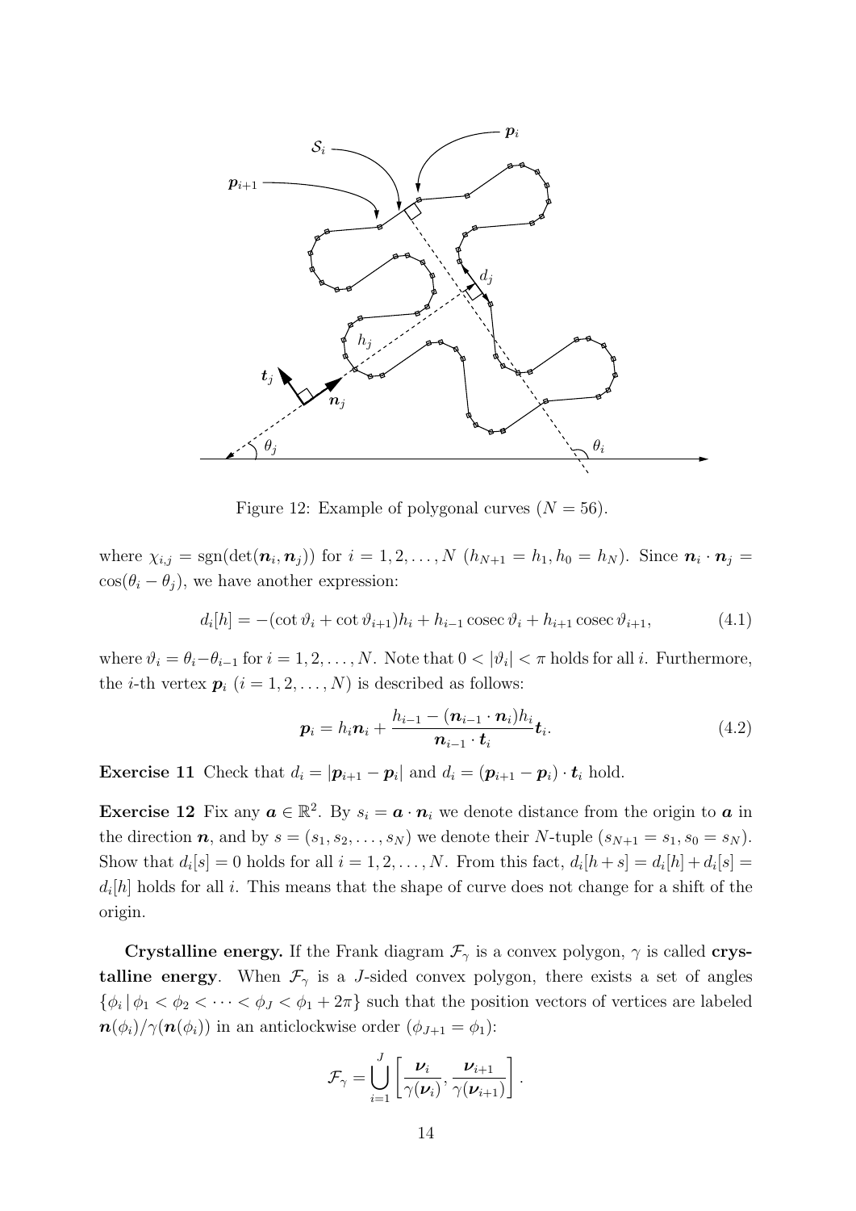Figure 12: Example of polygonal curves ($N = 56$).

where $\chi_{i,j} = \mathrm{sgn}(\det(\boldsymbol{n}_i, \boldsymbol{n}_j))$ for $i = 1, 2, \dots, N$ ($h_{N+1} = h_1, h_0 = h_N$). Since $\boldsymbol{n}_i \cdot \boldsymbol{n}_j = \cos(\theta_i - \theta_j)$, we have another expression:

$$d_i[h] = -(\cot\vartheta_i + \cot\vartheta_{i+1})h_i + h_{i-1}\,\mathrm{cosec}\,\vartheta_i + h_{i+1}\,\mathrm{cosec}\,\vartheta_{i+1}, \tag{4.1}$$

where $\vartheta_i = \theta_i - \theta_{i-1}$ for $i = 1, 2, \dots, N$. Note that $0 < |\vartheta_i| < \pi$ holds for all $i$. Furthermore, the $i$-th vertex $\boldsymbol{p}_i$ ($i = 1, 2, \dots, N$) is described as follows:

$$\boldsymbol{p}_i = h_i\boldsymbol{n}_i + \frac{h_{i-1} - (\boldsymbol{n}_{i-1}\cdot\boldsymbol{n}_i)h_i}{\boldsymbol{n}_{i-1}\cdot\boldsymbol{t}_i}\boldsymbol{t}_i. \tag{4.2}$$

**Exercise 11** Check that $d_i = |\boldsymbol{p}_{i+1} - \boldsymbol{p}_i|$ and $d_i = (\boldsymbol{p}_{i+1} - \boldsymbol{p}_i)\cdot\boldsymbol{t}_i$ hold.

**Exercise 12** Fix any $\boldsymbol{a} \in \mathbb{R}^2$. By $s_i = \boldsymbol{a}\cdot\boldsymbol{n}_i$ we denote distance from the origin to $\boldsymbol{a}$ in the direction $\boldsymbol{n}$, and by $s = (s_1, s_2, \dots, s_N)$ we denote their $N$-tuple ($s_{N+1} = s_1, s_0 = s_N$). Show that $d_i[s] = 0$ holds for all $i = 1, 2, \dots, N$. From this fact, $d_i[h+s] = d_i[h] + d_i[s] = d_i[h]$ holds for all $i$. This means that the shape of curve does not change for a shift of the origin.

**Crystalline energy.** If the Frank diagram $\mathcal{F}_\gamma$ is a convex polygon, $\gamma$ is called **crystalline energy**. When $\mathcal{F}_\gamma$ is a $J$-sided convex polygon, there exists a set of angles $\{\phi_i \,|\, \phi_1 < \phi_2 < \cdots < \phi_J < \phi_1 + 2\pi\}$ such that the position vectors of vertices are labeled $\boldsymbol{n}(\phi_i)/\gamma(\boldsymbol{n}(\phi_i))$ in an anticlockwise order ($\phi_{J+1} = \phi_1$):

$$\mathcal{F}_\gamma = \bigcup_{i=1}^{J}\left[\frac{\boldsymbol{\nu}_i}{\gamma(\boldsymbol{\nu}_i)}, \frac{\boldsymbol{\nu}_{i+1}}{\gamma(\boldsymbol{\nu}_{i+1})}\right].$$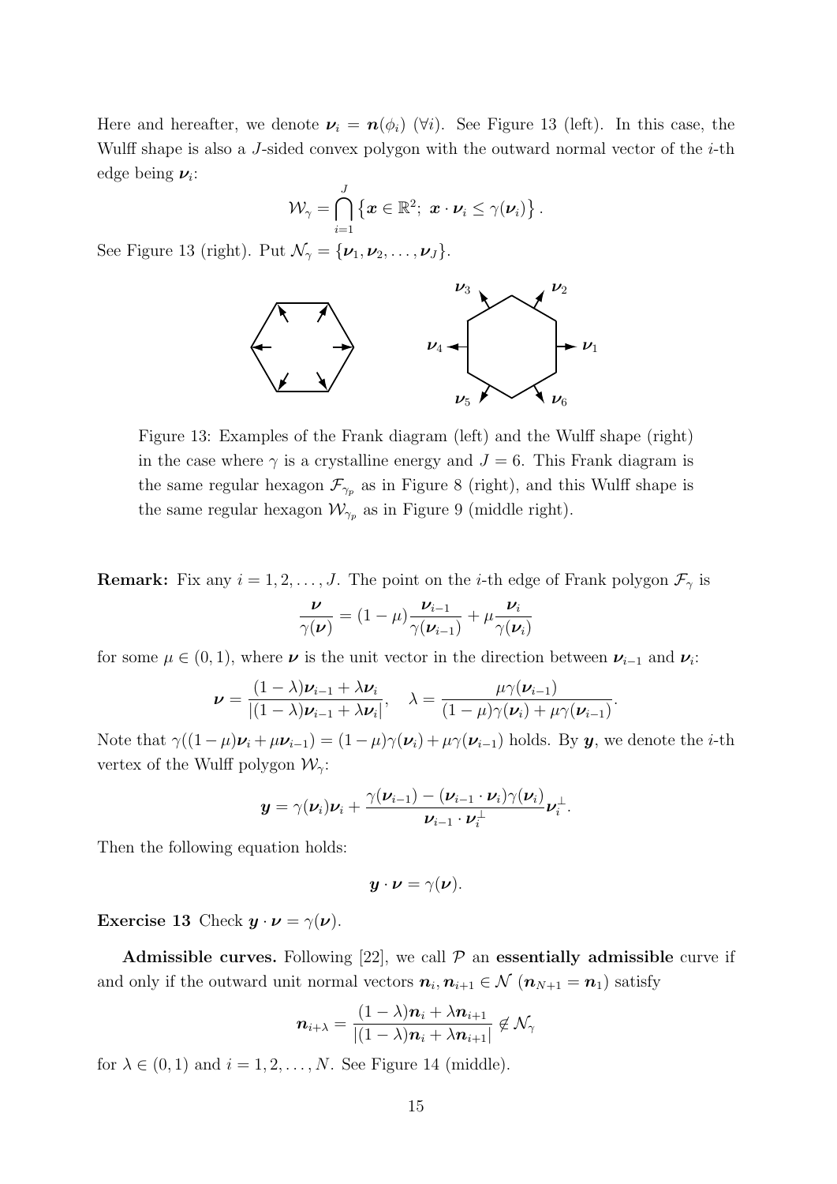Here and hereafter, we denote $\boldsymbol{\nu}_i = \boldsymbol{n}(\phi_i)$ $(\forall i)$. See Figure 13 (left). In this case, the Wulff shape is also a $J$-sided convex polygon with the outward normal vector of the $i$-th edge being $\boldsymbol{\nu}_i$:

$$\mathcal{W}_\gamma = \bigcap_{i=1}^{J} \left\{ \boldsymbol{x} \in \mathbb{R}^2;\ \boldsymbol{x} \cdot \boldsymbol{\nu}_i \le \gamma(\boldsymbol{\nu}_i) \right\}.$$

See Figure 13 (right). Put $\mathcal{N}_\gamma = \{\boldsymbol{\nu}_1, \boldsymbol{\nu}_2, \dots, \boldsymbol{\nu}_J\}$.

Figure 13: Examples of the Frank diagram (left) and the Wulff shape (right) in the case where $\gamma$ is a crystalline energy and $J = 6$. This Frank diagram is the same regular hexagon $\mathcal{F}_{\gamma_p}$ as in Figure 8 (right), and this Wulff shape is the same regular hexagon $\mathcal{W}_{\gamma_p}$ as in Figure 9 (middle right).

**Remark:** Fix any $i = 1, 2, \dots, J$. The point on the $i$-th edge of Frank polygon $\mathcal{F}_\gamma$ is

$$\frac{\boldsymbol{\nu}}{\gamma(\boldsymbol{\nu})} = (1-\mu)\frac{\boldsymbol{\nu}_{i-1}}{\gamma(\boldsymbol{\nu}_{i-1})} + \mu \frac{\boldsymbol{\nu}_i}{\gamma(\boldsymbol{\nu}_i)}$$

for some $\mu \in (0,1)$, where $\boldsymbol{\nu}$ is the unit vector in the direction between $\boldsymbol{\nu}_{i-1}$ and $\boldsymbol{\nu}_i$:

$$\boldsymbol{\nu} = \frac{(1-\lambda)\boldsymbol{\nu}_{i-1} + \lambda\boldsymbol{\nu}_i}{|(1-\lambda)\boldsymbol{\nu}_{i-1} + \lambda\boldsymbol{\nu}_i|}, \quad \lambda = \frac{\mu\gamma(\boldsymbol{\nu}_{i-1})}{(1-\mu)\gamma(\boldsymbol{\nu}_i) + \mu\gamma(\boldsymbol{\nu}_{i-1})}.$$

Note that $\gamma((1-\mu)\boldsymbol{\nu}_i + \mu\boldsymbol{\nu}_{i-1}) = (1-\mu)\gamma(\boldsymbol{\nu}_i) + \mu\gamma(\boldsymbol{\nu}_{i-1})$ holds. By $\boldsymbol{y}$, we denote the $i$-th vertex of the Wulff polygon $\mathcal{W}_\gamma$:

$$\boldsymbol{y} = \gamma(\boldsymbol{\nu}_i)\boldsymbol{\nu}_i + \frac{\gamma(\boldsymbol{\nu}_{i-1}) - (\boldsymbol{\nu}_{i-1} \cdot \boldsymbol{\nu}_i)\gamma(\boldsymbol{\nu}_i)}{\boldsymbol{\nu}_{i-1} \cdot \boldsymbol{\nu}_i^\perp}\boldsymbol{\nu}_i^\perp.$$

Then the following equation holds:

$$\boldsymbol{y} \cdot \boldsymbol{\nu} = \gamma(\boldsymbol{\nu}).$$

**Exercise 13** Check $\boldsymbol{y} \cdot \boldsymbol{\nu} = \gamma(\boldsymbol{\nu})$.

**Admissible curves.** Following [22], we call $\mathcal{P}$ an **essentially admissible** curve if and only if the outward unit normal vectors $\boldsymbol{n}_i, \boldsymbol{n}_{i+1} \in \mathcal{N}$ $(\boldsymbol{n}_{N+1} = \boldsymbol{n}_1)$ satisfy

$$\boldsymbol{n}_{i+\lambda} = \frac{(1-\lambda)\boldsymbol{n}_i + \lambda\boldsymbol{n}_{i+1}}{|(1-\lambda)\boldsymbol{n}_i + \lambda\boldsymbol{n}_{i+1}|} \notin \mathcal{N}_\gamma$$

for $\lambda \in (0,1)$ and $i = 1, 2, \dots, N$. See Figure 14 (middle).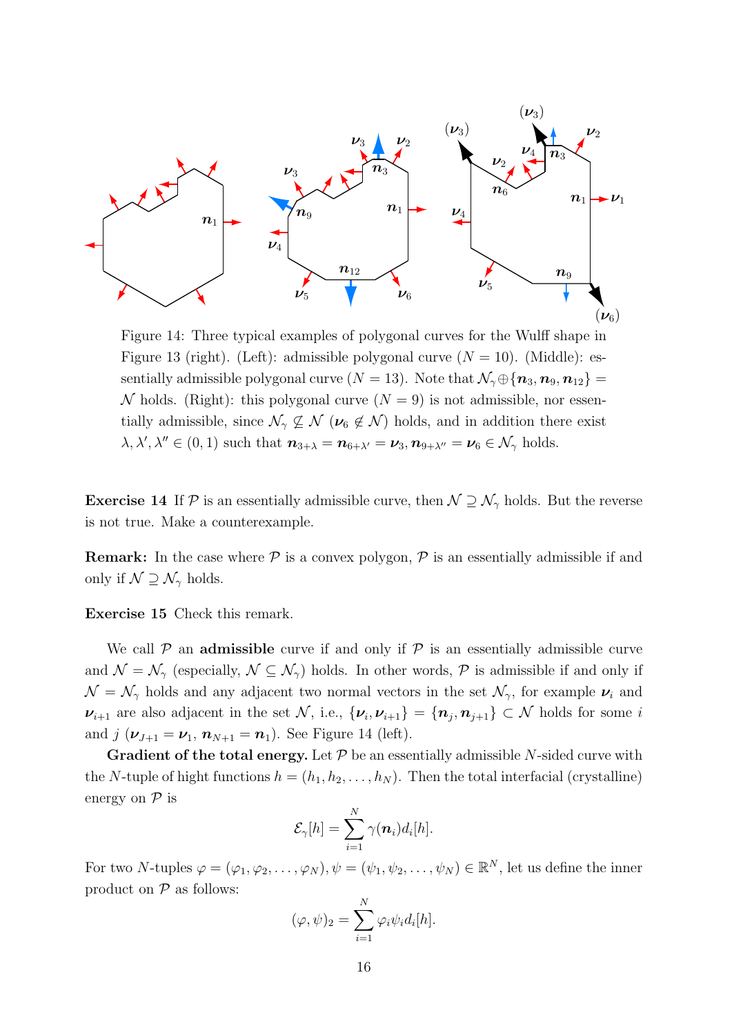Figure 14: Three typical examples of polygonal curves for the Wulff shape in Figure 13 (right). (Left): admissible polygonal curve ($N = 10$). (Middle): essentially admissible polygonal curve ($N = 13$). Note that $\mathcal{N}_\gamma \oplus \{\boldsymbol{n}_3, \boldsymbol{n}_9, \boldsymbol{n}_{12}\} = \mathcal{N}$ holds. (Right): this polygonal curve ($N = 9$) is not admissible, nor essentially admissible, since $\mathcal{N}_\gamma \not\subseteq \mathcal{N}$ ($\boldsymbol{\nu}_6 \notin \mathcal{N}$) holds, and in addition there exist $\lambda, \lambda', \lambda'' \in (0, 1)$ such that $\boldsymbol{n}_{3+\lambda} = \boldsymbol{n}_{6+\lambda'} = \boldsymbol{\nu}_3, \boldsymbol{n}_{9+\lambda''} = \boldsymbol{\nu}_6 \in \mathcal{N}_\gamma$ holds.

**Exercise 14** If $\mathcal{P}$ is an essentially admissible curve, then $\mathcal{N} \supseteq \mathcal{N}_\gamma$ holds. But the reverse is not true. Make a counterexample.

**Remark:** In the case where $\mathcal{P}$ is a convex polygon, $\mathcal{P}$ is an essentially admissible if and only if $\mathcal{N} \supseteq \mathcal{N}_\gamma$ holds.

**Exercise 15** Check this remark.

We call $\mathcal{P}$ an **admissible** curve if and only if $\mathcal{P}$ is an essentially admissible curve and $\mathcal{N} = \mathcal{N}_\gamma$ (especially, $\mathcal{N} \subseteq \mathcal{N}_\gamma$) holds. In other words, $\mathcal{P}$ is admissible if and only if $\mathcal{N} = \mathcal{N}_\gamma$ holds and any adjacent two normal vectors in the set $\mathcal{N}_\gamma$, for example $\boldsymbol{\nu}_i$ and $\boldsymbol{\nu}_{i+1}$ are also adjacent in the set $\mathcal{N}$, i.e., $\{\boldsymbol{\nu}_i, \boldsymbol{\nu}_{i+1}\} = \{\boldsymbol{n}_j, \boldsymbol{n}_{j+1}\} \subset \mathcal{N}$ holds for some $i$ and $j$ ($\boldsymbol{\nu}_{J+1} = \boldsymbol{\nu}_1$, $\boldsymbol{n}_{N+1} = \boldsymbol{n}_1$). See Figure 14 (left).

**Gradient of the total energy.** Let $\mathcal{P}$ be an essentially admissible $N$-sided curve with the $N$-tuple of hight functions $h = (h_1, h_2, \ldots, h_N)$. Then the total interfacial (crystalline) energy on $\mathcal{P}$ is

$$\mathcal{E}_\gamma[h] = \sum_{i=1}^{N} \gamma(\boldsymbol{n}_i) d_i[h].$$

For two $N$-tuples $\varphi = (\varphi_1, \varphi_2, \ldots, \varphi_N), \psi = (\psi_1, \psi_2, \ldots, \psi_N) \in \mathbb{R}^N$, let us define the inner product on $\mathcal{P}$ as follows:

$$(\varphi, \psi)_2 = \sum_{i=1}^{N} \varphi_i \psi_i d_i[h].$$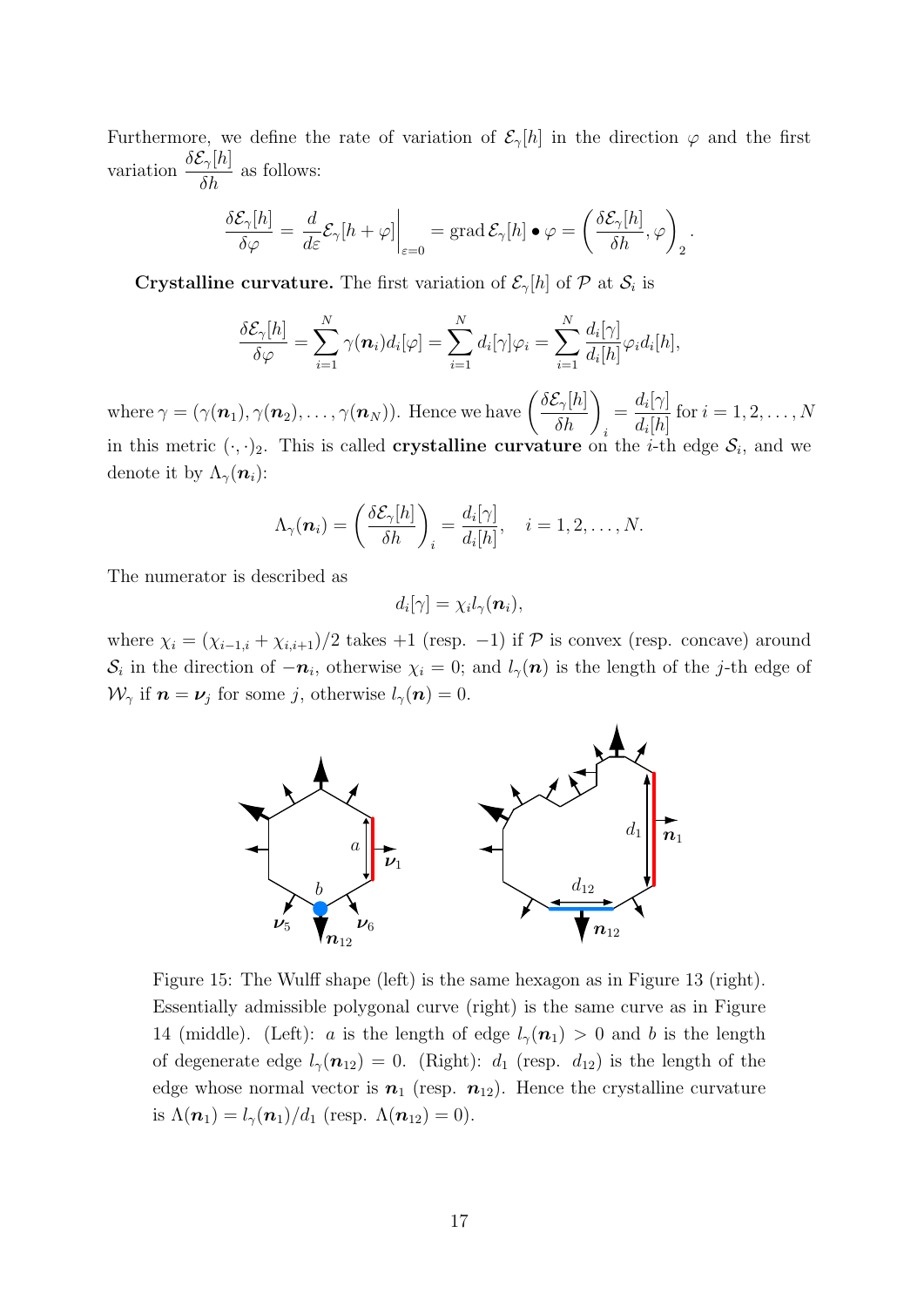Furthermore, we define the rate of variation of $\mathcal{E}_\gamma[h]$ in the direction $\varphi$ and the first variation $\dfrac{\delta \mathcal{E}_\gamma[h]}{\delta h}$ as follows:

$$\frac{\delta \mathcal{E}_\gamma[h]}{\delta \varphi} = \frac{d}{d\varepsilon}\mathcal{E}_\gamma[h+\varphi]\bigg|_{\varepsilon=0} = \operatorname{grad} \mathcal{E}_\gamma[h] \bullet \varphi = \left(\frac{\delta \mathcal{E}_\gamma[h]}{\delta h}, \varphi\right)_2.$$

**Crystalline curvature.** The first variation of $\mathcal{E}_\gamma[h]$ of $\mathcal{P}$ at $\mathcal{S}_i$ is

$$\frac{\delta \mathcal{E}_\gamma[h]}{\delta \varphi} = \sum_{i=1}^{N} \gamma(\boldsymbol{n}_i) d_i[\varphi] = \sum_{i=1}^{N} d_i[\gamma]\varphi_i = \sum_{i=1}^{N} \frac{d_i[\gamma]}{d_i[h]}\varphi_i d_i[h],$$

where $\gamma = (\gamma(\boldsymbol{n}_1), \gamma(\boldsymbol{n}_2), \dots, \gamma(\boldsymbol{n}_N))$. Hence we have $\left(\dfrac{\delta \mathcal{E}_\gamma[h]}{\delta h}\right)_i = \dfrac{d_i[\gamma]}{d_i[h]}$ for $i = 1, 2, \dots, N$ in this metric $(\cdot, \cdot)_2$. This is called **crystalline curvature** on the $i$-th edge $\mathcal{S}_i$, and we denote it by $\Lambda_\gamma(\boldsymbol{n}_i)$:

$$\Lambda_\gamma(\boldsymbol{n}_i) = \left(\frac{\delta \mathcal{E}_\gamma[h]}{\delta h}\right)_i = \frac{d_i[\gamma]}{d_i[h]}, \quad i = 1, 2, \dots, N.$$

The numerator is described as

$$d_i[\gamma] = \chi_i l_\gamma(\boldsymbol{n}_i),$$

where $\chi_i = (\chi_{i-1,i} + \chi_{i,i+1})/2$ takes $+1$ (resp. $-1$) if $\mathcal{P}$ is convex (resp. concave) around $\mathcal{S}_i$ in the direction of $-\boldsymbol{n}_i$, otherwise $\chi_i = 0$; and $l_\gamma(\boldsymbol{n})$ is the length of the $j$-th edge of $\mathcal{W}_\gamma$ if $\boldsymbol{n} = \boldsymbol{\nu}_j$ for some $j$, otherwise $l_\gamma(\boldsymbol{n}) = 0$.

Figure 15: The Wulff shape (left) is the same hexagon as in Figure 13 (right). Essentially admissible polygonal curve (right) is the same curve as in Figure 14 (middle). (Left): $a$ is the length of edge $l_\gamma(\boldsymbol{n}_1) > 0$ and $b$ is the length of degenerate edge $l_\gamma(\boldsymbol{n}_{12}) = 0$. (Right): $d_1$ (resp. $d_{12}$) is the length of the edge whose normal vector is $\boldsymbol{n}_1$ (resp. $\boldsymbol{n}_{12}$). Hence the crystalline curvature is $\Lambda(\boldsymbol{n}_1) = l_\gamma(\boldsymbol{n}_1)/d_1$ (resp. $\Lambda(\boldsymbol{n}_{12}) = 0$).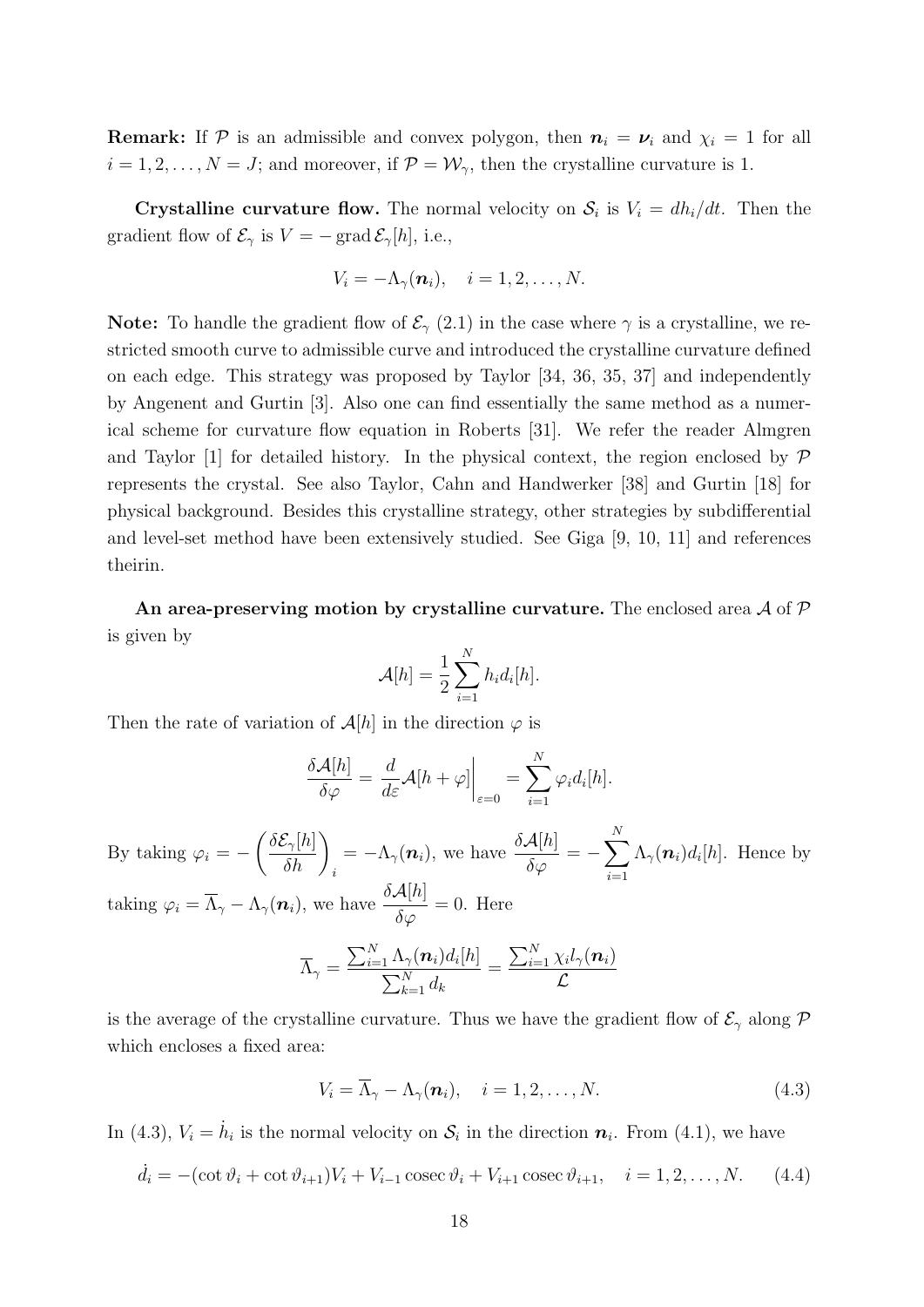**Remark:** If $\mathcal{P}$ is an admissible and convex polygon, then $\boldsymbol{n}_i = \boldsymbol{\nu}_i$ and $\chi_i = 1$ for all $i = 1, 2, \ldots, N = J$; and moreover, if $\mathcal{P} = \mathcal{W}_\gamma$, then the crystalline curvature is 1.

**Crystalline curvature flow.** The normal velocity on $\mathcal{S}_i$ is $V_i = dh_i/dt$. Then the gradient flow of $\mathcal{E}_\gamma$ is $V = -\operatorname{grad} \mathcal{E}_\gamma[h]$, i.e.,

$$V_i = -\Lambda_\gamma(\boldsymbol{n}_i), \quad i = 1, 2, \ldots, N.$$

**Note:** To handle the gradient flow of $\mathcal{E}_\gamma$ (2.1) in the case where $\gamma$ is a crystalline, we restricted smooth curve to admissible curve and introduced the crystalline curvature defined on each edge. This strategy was proposed by Taylor [34, 36, 35, 37] and independently by Angenent and Gurtin [3]. Also one can find essentially the same method as a numerical scheme for curvature flow equation in Roberts [31]. We refer the reader Almgren and Taylor [1] for detailed history. In the physical context, the region enclosed by $\mathcal{P}$ represents the crystal. See also Taylor, Cahn and Handwerker [38] and Gurtin [18] for physical background. Besides this crystalline strategy, other strategies by subdifferential and level-set method have been extensively studied. See Giga [9, 10, 11] and references theirin.

**An area-preserving motion by crystalline curvature.** The enclosed area $\mathcal{A}$ of $\mathcal{P}$ is given by

$$\mathcal{A}[h] = \frac{1}{2} \sum_{i=1}^{N} h_i d_i[h].$$

Then the rate of variation of $\mathcal{A}[h]$ in the direction $\varphi$ is

$$\frac{\delta \mathcal{A}[h]}{\delta \varphi} = \frac{d}{d\varepsilon} \mathcal{A}[h + \varphi] \bigg|_{\varepsilon=0} = \sum_{i=1}^{N} \varphi_i d_i[h].$$

By taking $\varphi_i = -\left( \dfrac{\delta \mathcal{E}_\gamma[h]}{\delta h} \right)_i = -\Lambda_\gamma(\boldsymbol{n}_i)$, we have $\dfrac{\delta \mathcal{A}[h]}{\delta \varphi} = -\displaystyle\sum_{i=1}^{N} \Lambda_\gamma(\boldsymbol{n}_i) d_i[h]$. Hence by taking $\varphi_i = \overline{\Lambda}_\gamma - \Lambda_\gamma(\boldsymbol{n}_i)$, we have $\dfrac{\delta \mathcal{A}[h]}{\delta \varphi} = 0$. Here

$$\overline{\Lambda}_\gamma = \frac{\sum_{i=1}^{N} \Lambda_\gamma(\boldsymbol{n}_i) d_i[h]}{\sum_{k=1}^{N} d_k} = \frac{\sum_{i=1}^{N} \chi_i l_\gamma(\boldsymbol{n}_i)}{\mathcal{L}}$$

is the average of the crystalline curvature. Thus we have the gradient flow of $\mathcal{E}_\gamma$ along $\mathcal{P}$ which encloses a fixed area:

$$V_i = \overline{\Lambda}_\gamma - \Lambda_\gamma(\boldsymbol{n}_i), \quad i = 1, 2, \ldots, N. \tag{4.3}$$

In (4.3), $V_i = \dot{h}_i$ is the normal velocity on $\mathcal{S}_i$ in the direction $\boldsymbol{n}_i$. From (4.1), we have

$$\dot{d}_i = -(\cot \vartheta_i + \cot \vartheta_{i+1}) V_i + V_{i-1} \operatorname{cosec} \vartheta_i + V_{i+1} \operatorname{cosec} \vartheta_{i+1}, \quad i = 1, 2, \ldots, N. \tag{4.4}$$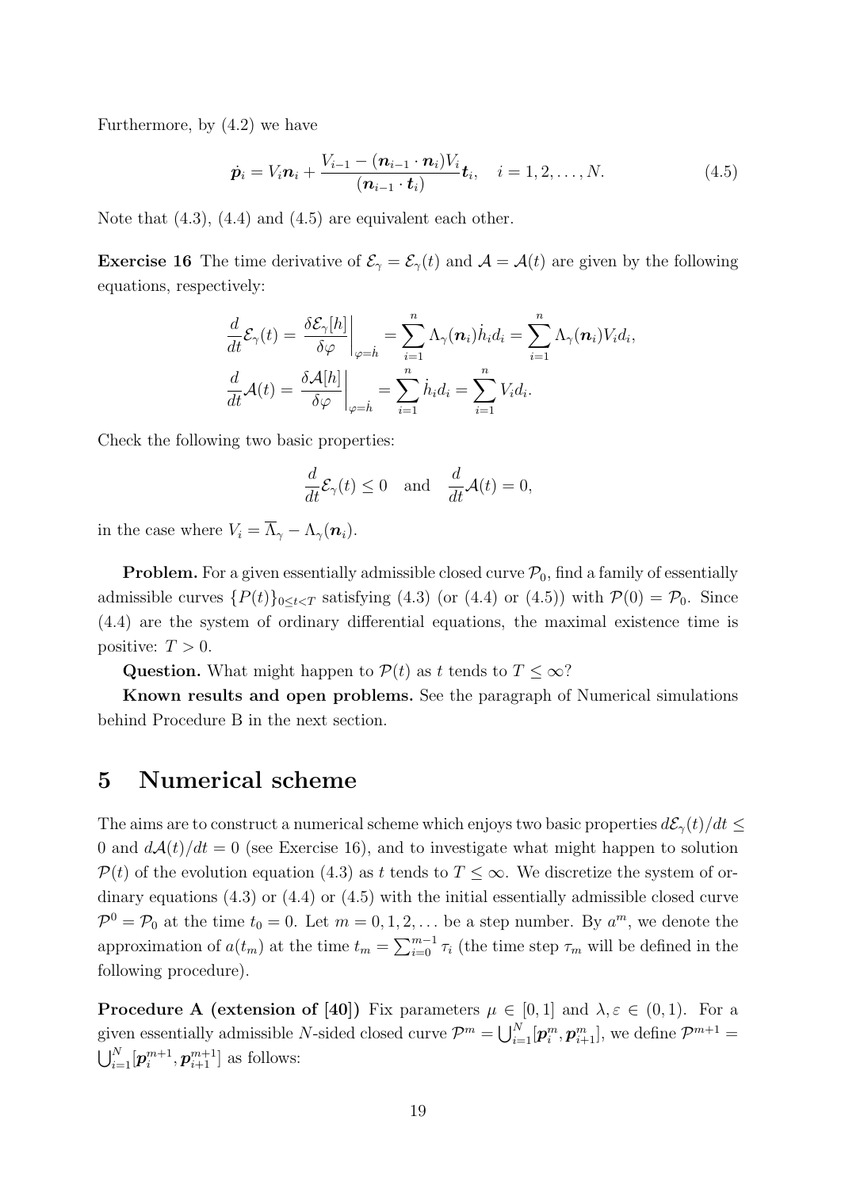Furthermore, by (4.2) we have

$$\dot{\boldsymbol{p}}_i = V_i \boldsymbol{n}_i + \frac{V_{i-1} - (\boldsymbol{n}_{i-1} \cdot \boldsymbol{n}_i) V_i}{(\boldsymbol{n}_{i-1} \cdot \boldsymbol{t}_i)} \boldsymbol{t}_i, \quad i = 1, 2, \ldots, N. \tag{4.5}$$

Note that (4.3), (4.4) and (4.5) are equivalent each other.

**Exercise 16** The time derivative of $\mathcal{E}_\gamma = \mathcal{E}_\gamma(t)$ and $\mathcal{A} = \mathcal{A}(t)$ are given by the following equations, respectively:

$$\frac{d}{dt}\mathcal{E}_\gamma(t) = \left.\frac{\delta \mathcal{E}_\gamma[h]}{\delta \varphi}\right|_{\varphi = \dot{h}} = \sum_{i=1}^{n} \Lambda_\gamma(\boldsymbol{n}_i) \dot{h}_i d_i = \sum_{i=1}^{n} \Lambda_\gamma(\boldsymbol{n}_i) V_i d_i,$$

$$\frac{d}{dt}\mathcal{A}(t) = \left.\frac{\delta \mathcal{A}[h]}{\delta \varphi}\right|_{\varphi = \dot{h}} = \sum_{i=1}^{n} \dot{h}_i d_i = \sum_{i=1}^{n} V_i d_i.$$

Check the following two basic properties:

$$\frac{d}{dt}\mathcal{E}_\gamma(t) \le 0 \quad \text{and} \quad \frac{d}{dt}\mathcal{A}(t) = 0,$$

in the case where $V_i = \overline{\Lambda}_\gamma - \Lambda_\gamma(\boldsymbol{n}_i)$.

**Problem.** For a given essentially admissible closed curve $\mathcal{P}_0$, find a family of essentially admissible curves $\{P(t)\}_{0 \le t < T}$ satisfying (4.3) (or (4.4) or (4.5)) with $\mathcal{P}(0) = \mathcal{P}_0$. Since (4.4) are the system of ordinary differential equations, the maximal existence time is positive: $T > 0$.

**Question.** What might happen to $\mathcal{P}(t)$ as $t$ tends to $T \le \infty$?

**Known results and open problems.** See the paragraph of Numerical simulations behind Procedure B in the next section.

# 5 Numerical scheme

The aims are to construct a numerical scheme which enjoys two basic properties $d\mathcal{E}_\gamma(t)/dt \le 0$ and $d\mathcal{A}(t)/dt = 0$ (see Exercise 16), and to investigate what might happen to solution $\mathcal{P}(t)$ of the evolution equation (4.3) as $t$ tends to $T \le \infty$. We discretize the system of ordinary equations (4.3) or (4.4) or (4.5) with the initial essentially admissible closed curve $\mathcal{P}^0 = \mathcal{P}_0$ at the time $t_0 = 0$. Let $m = 0, 1, 2, \ldots$ be a step number. By $a^m$, we denote the approximation of $a(t_m)$ at the time $t_m = \sum_{i=0}^{m-1} \tau_i$ (the time step $\tau_m$ will be defined in the following procedure).

**Procedure A (extension of [40])** Fix parameters $\mu \in [0, 1]$ and $\lambda, \varepsilon \in (0, 1)$. For a given essentially admissible $N$-sided closed curve $\mathcal{P}^m = \bigcup_{i=1}^{N} [\boldsymbol{p}_i^m, \boldsymbol{p}_{i+1}^m]$, we define $\mathcal{P}^{m+1} = \bigcup_{i=1}^{N} [\boldsymbol{p}_i^{m+1}, \boldsymbol{p}_{i+1}^{m+1}]$ as follows: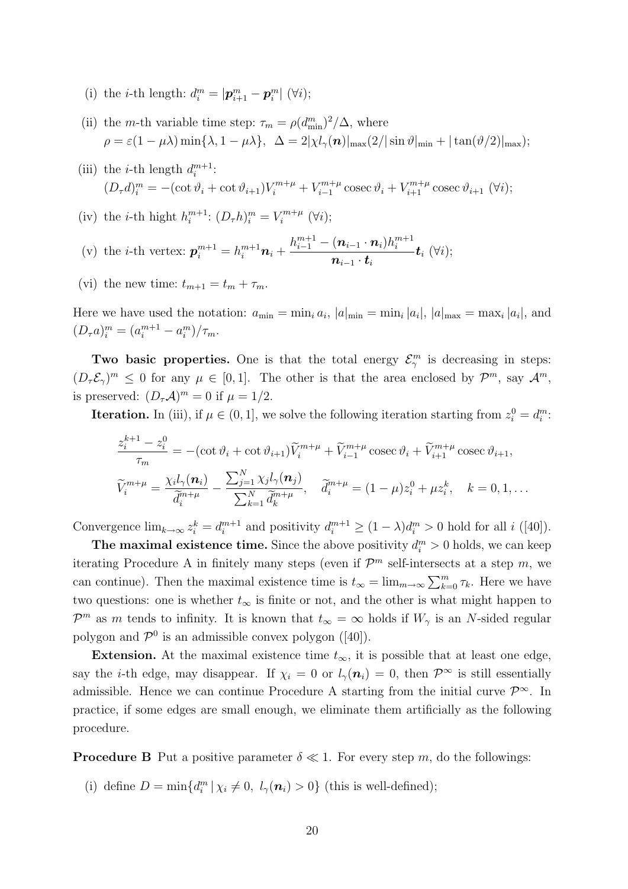(i) the $i$-th length: $d_i^m = |\boldsymbol{p}_{i+1}^m - \boldsymbol{p}_i^m|$ $(\forall i)$;

(ii) the $m$-th variable time step: $\tau_m = \rho(d_{\min}^m)^2/\Delta$, where
$\rho = \varepsilon(1-\mu\lambda)\min\{\lambda, 1-\mu\lambda\}$, $\Delta = 2|\chi l_\gamma(\boldsymbol{n})|_{\max}(2/|\sin\vartheta|_{\min} + |\tan(\vartheta/2)|_{\max})$;

(iii) the $i$-th length $d_i^{m+1}$:
$(D_\tau d)_i^m = -(\cot\vartheta_i + \cot\vartheta_{i+1})V_i^{m+\mu} + V_{i-1}^{m+\mu}\operatorname{cosec}\vartheta_i + V_{i+1}^{m+\mu}\operatorname{cosec}\vartheta_{i+1}$ $(\forall i)$;

(iv) the $i$-th hight $h_i^{m+1}$: $(D_\tau h)_i^m = V_i^{m+\mu}$ $(\forall i)$;

(v) the $i$-th vertex: $\boldsymbol{p}_i^{m+1} = h_i^{m+1}\boldsymbol{n}_i + \dfrac{h_{i-1}^{m+1} - (\boldsymbol{n}_{i-1}\cdot\boldsymbol{n}_i)h_i^{m+1}}{\boldsymbol{n}_{i-1}\cdot\boldsymbol{t}_i}\boldsymbol{t}_i$ $(\forall i)$;

(vi) the new time: $t_{m+1} = t_m + \tau_m$.

Here we have used the notation: $a_{\min} = \min_i a_i$, $|a|_{\min} = \min_i |a_i|$, $|a|_{\max} = \max_i |a_i|$, and $(D_\tau a)_i^m = (a_i^{m+1} - a_i^m)/\tau_m$.

**Two basic properties.** One is that the total energy $\mathcal{E}_\gamma^m$ is decreasing in steps: $(D_\tau \mathcal{E}_\gamma)^m \le 0$ for any $\mu \in [0,1]$. The other is that the area enclosed by $\mathcal{P}^m$, say $\mathcal{A}^m$, is preserved: $(D_\tau \mathcal{A})^m = 0$ if $\mu = 1/2$.

**Iteration.** In (iii), if $\mu \in (0,1]$, we solve the following iteration starting from $z_i^0 = d_i^m$:

$$\frac{z_i^{k+1} - z_i^0}{\tau_m} = -(\cot\vartheta_i + \cot\vartheta_{i+1})\widetilde{V}_i^{m+\mu} + \widetilde{V}_{i-1}^{m+\mu}\operatorname{cosec}\vartheta_i + \widetilde{V}_{i+1}^{m+\mu}\operatorname{cosec}\vartheta_{i+1},$$

$$\widetilde{V}_i^{m+\mu} = \frac{\chi_i l_\gamma(\boldsymbol{n}_i)}{\widetilde{d}_i^{m+\mu}} - \frac{\sum_{j=1}^N \chi_j l_\gamma(\boldsymbol{n}_j)}{\sum_{k=1}^N \widetilde{d}_k^{m+\mu}}, \quad \widetilde{d}_i^{m+\mu} = (1-\mu)z_i^0 + \mu z_i^k, \quad k = 0, 1, \ldots$$

Convergence $\lim_{k\to\infty} z_i^k = d_i^{m+1}$ and positivity $d_i^{m+1} \ge (1-\lambda)d_i^m > 0$ hold for all $i$ ([40]).

**The maximal existence time.** Since the above positivity $d_i^m > 0$ holds, we can keep iterating Procedure A in finitely many steps (even if $\mathcal{P}^m$ self-intersects at a step $m$, we can continue). Then the maximal existence time is $t_\infty = \lim_{m\to\infty}\sum_{k=0}^m \tau_k$. Here we have two questions: one is whether $t_\infty$ is finite or not, and the other is what might happen to $\mathcal{P}^m$ as $m$ tends to infinity. It is known that $t_\infty = \infty$ holds if $W_\gamma$ is an $N$-sided regular polygon and $\mathcal{P}^0$ is an admissible convex polygon ([40]).

**Extension.** At the maximal existence time $t_\infty$, it is possible that at least one edge, say the $i$-th edge, may disappear. If $\chi_i = 0$ or $l_\gamma(\boldsymbol{n}_i) = 0$, then $\mathcal{P}^\infty$ is still essentially admissible. Hence we can continue Procedure A starting from the initial curve $\mathcal{P}^\infty$. In practice, if some edges are small enough, we eliminate them artificially as the following procedure.

**Procedure B** Put a positive parameter $\delta \ll 1$. For every step $m$, do the followings:

(i) define $D = \min\{d_i^m \,|\, \chi_i \ne 0,\ l_\gamma(\boldsymbol{n}_i) > 0\}$ (this is well-defined);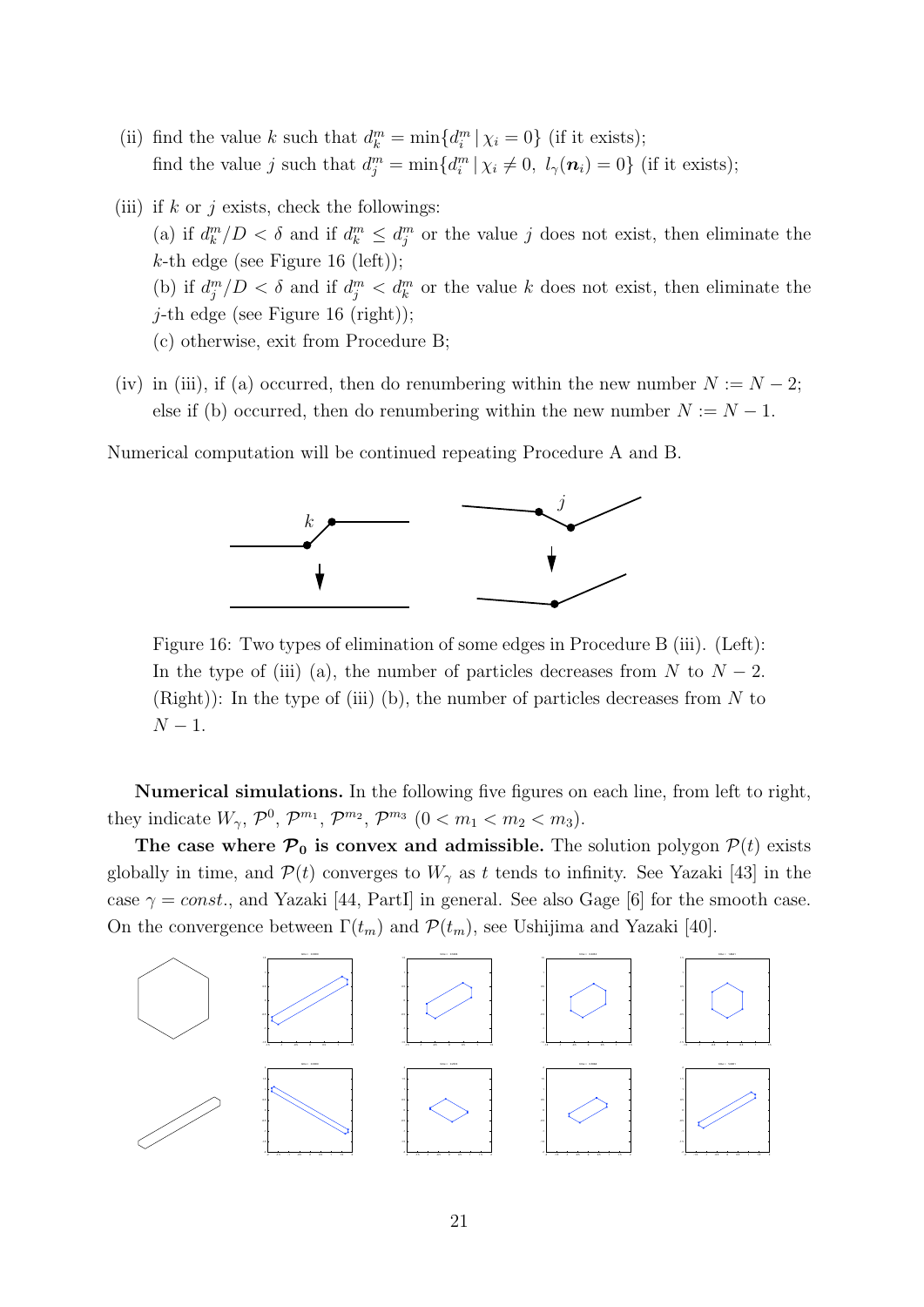(ii) find the value $k$ such that $d_k^m = \min\{d_i^m \,|\, \chi_i = 0\}$ (if it exists);
find the value $j$ such that $d_j^m = \min\{d_i^m \,|\, \chi_i \neq 0,\ l_\gamma(\boldsymbol{n}_i) = 0\}$ (if it exists);

(iii) if $k$ or $j$ exists, check the followings:
(a) if $d_k^m/D < \delta$ and if $d_k^m \le d_j^m$ or the value $j$ does not exist, then eliminate the $k$-th edge (see Figure 16 (left));
(b) if $d_j^m/D < \delta$ and if $d_j^m < d_k^m$ or the value $k$ does not exist, then eliminate the $j$-th edge (see Figure 16 (right));
(c) otherwise, exit from Procedure B;

(iv) in (iii), if (a) occurred, then do renumbering within the new number $N := N - 2$; else if (b) occurred, then do renumbering within the new number $N := N - 1$.

Numerical computation will be continued repeating Procedure A and B.

Figure 16: Two types of elimination of some edges in Procedure B (iii). (Left): In the type of (iii) (a), the number of particles decreases from $N$ to $N-2$. (Right)): In the type of (iii) (b), the number of particles decreases from $N$ to $N-1$.

**Numerical simulations.** In the following five figures on each line, from left to right, they indicate $W_\gamma$, $\mathcal{P}^0$, $\mathcal{P}^{m_1}$, $\mathcal{P}^{m_2}$, $\mathcal{P}^{m_3}$ $(0 < m_1 < m_2 < m_3)$.

**The case where $\mathcal{P}_0$ is convex and admissible.** The solution polygon $\mathcal{P}(t)$ exists globally in time, and $\mathcal{P}(t)$ converges to $W_\gamma$ as $t$ tends to infinity. See Yazaki [43] in the case $\gamma = const.$, and Yazaki [44, PartI] in general. See also Gage [6] for the smooth case. On the convergence between $\Gamma(t_m)$ and $\mathcal{P}(t_m)$, see Ushijima and Yazaki [40].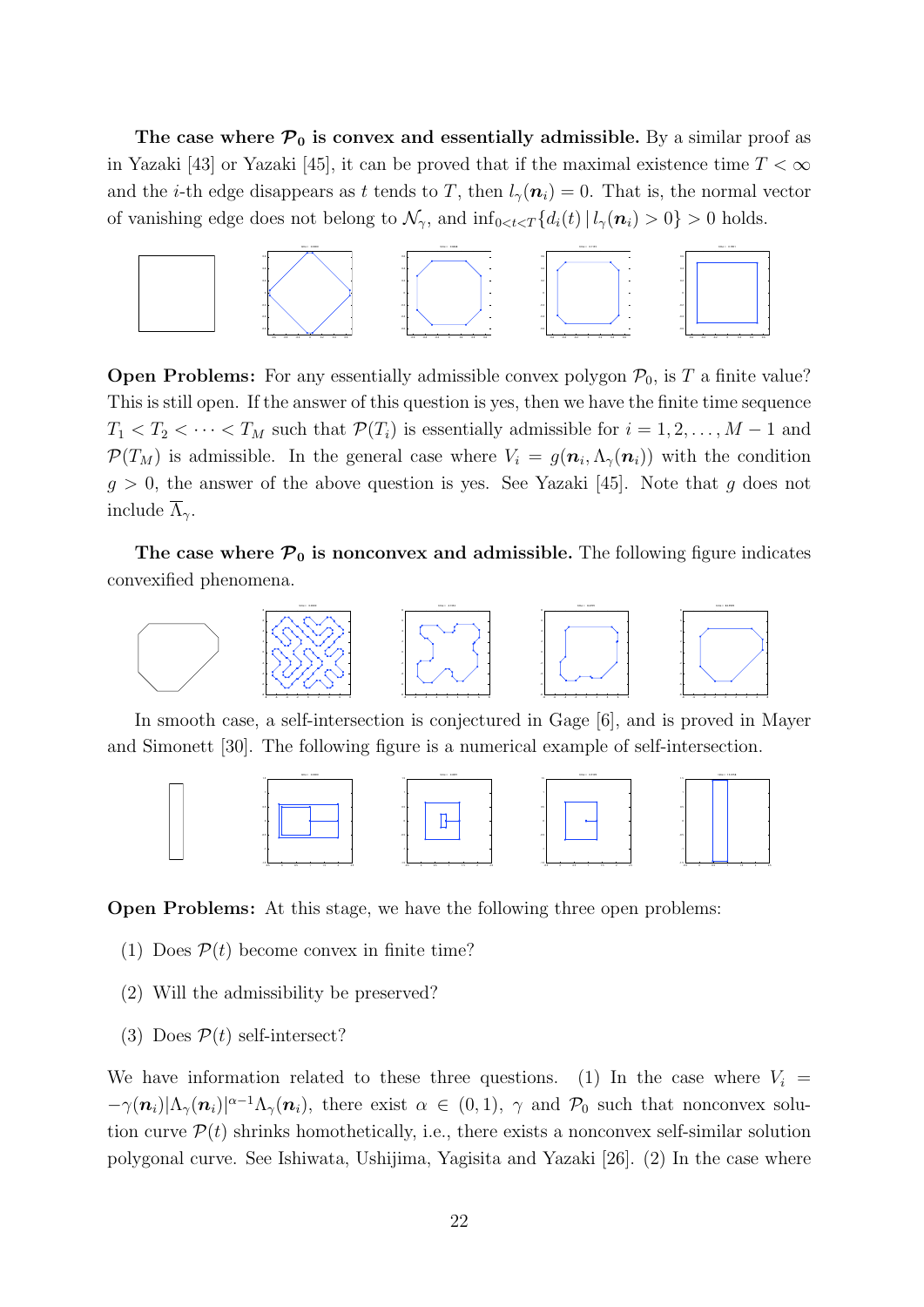**The case where $\mathcal{P}_0$ is convex and essentially admissible.** By a similar proof as in Yazaki [43] or Yazaki [45], it can be proved that if the maximal existence time $T < \infty$ and the $i$-th edge disappears as $t$ tends to $T$, then $l_\gamma(\boldsymbol{n}_i) = 0$. That is, the normal vector of vanishing edge does not belong to $\mathcal{N}_\gamma$, and $\inf_{0<t<T}\{d_i(t) \,|\, l_\gamma(\boldsymbol{n}_i) > 0\} > 0$ holds.

**Open Problems:** For any essentially admissible convex polygon $\mathcal{P}_0$, is $T$ a finite value? This is still open. If the answer of this question is yes, then we have the finite time sequence $T_1 < T_2 < \cdots < T_M$ such that $\mathcal{P}(T_i)$ is essentially admissible for $i = 1, 2, \ldots, M-1$ and $\mathcal{P}(T_M)$ is admissible. In the general case where $V_i = g(\boldsymbol{n}_i, \Lambda_\gamma(\boldsymbol{n}_i))$ with the condition $g > 0$, the answer of the above question is yes. See Yazaki [45]. Note that $g$ does not include $\overline{\Lambda}_\gamma$.

**The case where $\mathcal{P}_0$ is nonconvex and admissible.** The following figure indicates convexified phenomena.

In smooth case, a self-intersection is conjectured in Gage [6], and is proved in Mayer and Simonett [30]. The following figure is a numerical example of self-intersection.

**Open Problems:** At this stage, we have the following three open problems:

(1) Does $\mathcal{P}(t)$ become convex in finite time?

(2) Will the admissibility be preserved?

(3) Does $\mathcal{P}(t)$ self-intersect?

We have information related to these three questions. (1) In the case where $V_i = -\gamma(\boldsymbol{n}_i)|\Lambda_\gamma(\boldsymbol{n}_i)|^{\alpha-1}\Lambda_\gamma(\boldsymbol{n}_i)$, there exist $\alpha \in (0, 1)$, $\gamma$ and $\mathcal{P}_0$ such that nonconvex solution curve $\mathcal{P}(t)$ shrinks homothetically, i.e., there exists a nonconvex self-similar solution polygonal curve. See Ishiwata, Ushijima, Yagisita and Yazaki [26]. (2) In the case where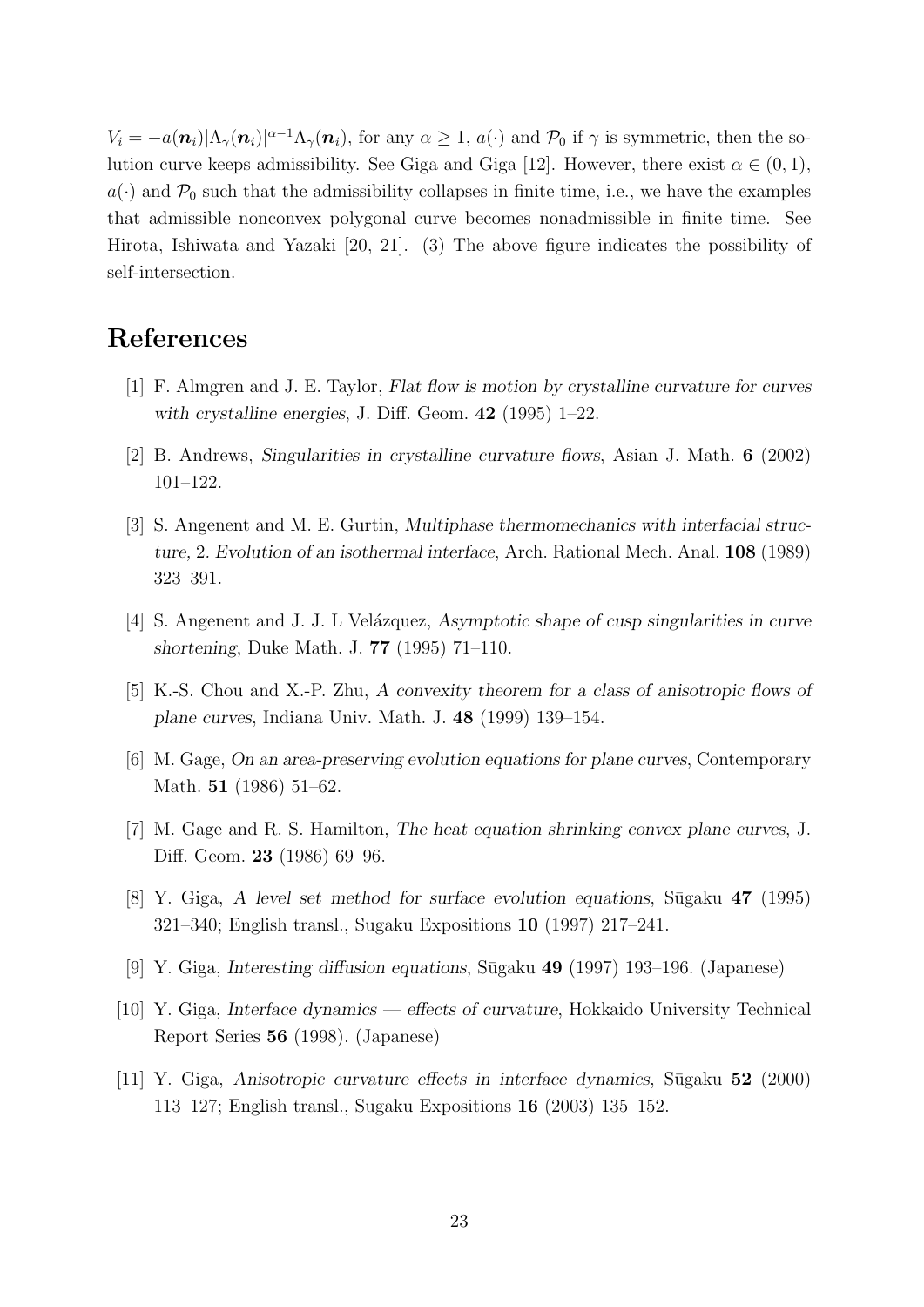$V_i = -a(\boldsymbol{n}_i)|\Lambda_\gamma(\boldsymbol{n}_i)|^{\alpha-1}\Lambda_\gamma(\boldsymbol{n}_i)$, for any $\alpha \geq 1$, $a(\cdot)$ and $\mathcal{P}_0$ if $\gamma$ is symmetric, then the solution curve keeps admissibility. See Giga and Giga [12]. However, there exist $\alpha \in (0, 1)$, $a(\cdot)$ and $\mathcal{P}_0$ such that the admissibility collapses in finite time, i.e., we have the examples that admissible nonconvex polygonal curve becomes nonadmissible in finite time. See Hirota, Ishiwata and Yazaki [20, 21]. (3) The above figure indicates the possibility of self-intersection.

## References

[1] F. Almgren and J. E. Taylor, *Flat flow is motion by crystalline curvature for curves with crystalline energies*, J. Diff. Geom. **42** (1995) 1–22.

[2] B. Andrews, *Singularities in crystalline curvature flows*, Asian J. Math. **6** (2002) 101–122.

[3] S. Angenent and M. E. Gurtin, *Multiphase thermomechanics with interfacial structure, 2. Evolution of an isothermal interface*, Arch. Rational Mech. Anal. **108** (1989) 323–391.

[4] S. Angenent and J. J. L Velázquez, *Asymptotic shape of cusp singularities in curve shortening*, Duke Math. J. **77** (1995) 71–110.

[5] K.-S. Chou and X.-P. Zhu, *A convexity theorem for a class of anisotropic flows of plane curves*, Indiana Univ. Math. J. **48** (1999) 139–154.

[6] M. Gage, *On an area-preserving evolution equations for plane curves*, Contemporary Math. **51** (1986) 51–62.

[7] M. Gage and R. S. Hamilton, *The heat equation shrinking convex plane curves*, J. Diff. Geom. **23** (1986) 69–96.

[8] Y. Giga, *A level set method for surface evolution equations*, Sūgaku **47** (1995) 321–340; English transl., Sugaku Expositions **10** (1997) 217–241.

[9] Y. Giga, *Interesting diffusion equations*, Sūgaku **49** (1997) 193–196. (Japanese)

[10] Y. Giga, *Interface dynamics — effects of curvature*, Hokkaido University Technical Report Series **56** (1998). (Japanese)

[11] Y. Giga, *Anisotropic curvature effects in interface dynamics*, Sūgaku **52** (2000) 113–127; English transl., Sugaku Expositions **16** (2003) 135–152.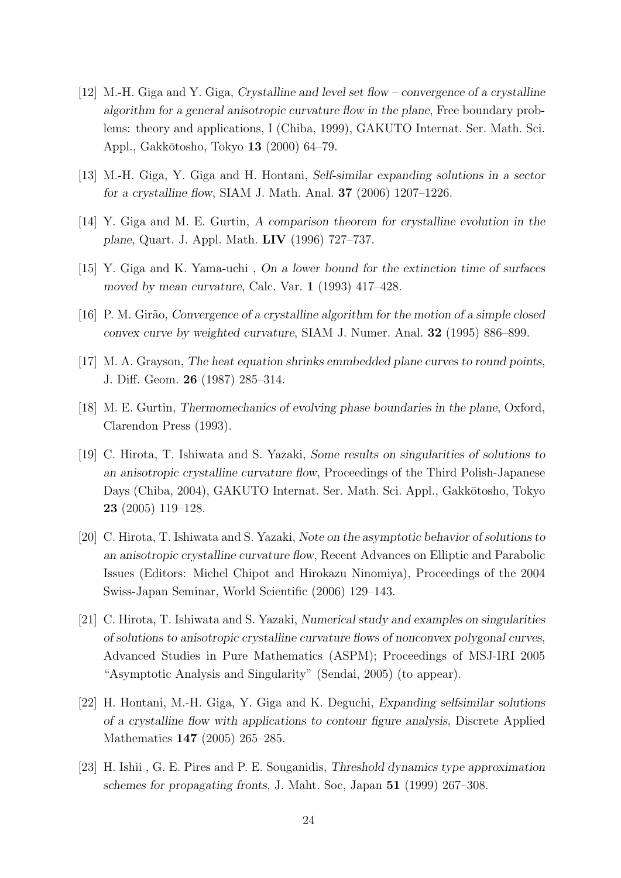[12] M.-H. Giga and Y. Giga, *Crystalline and level set flow – convergence of a crystalline algorithm for a general anisotropic curvature flow in the plane*, Free boundary problems: theory and applications, I (Chiba, 1999), GAKUTO Internat. Ser. Math. Sci. Appl., Gakkōtosho, Tokyo **13** (2000) 64–79.

[13] M.-H. Giga, Y. Giga and H. Hontani, *Self-similar expanding solutions in a sector for a crystalline flow*, SIAM J. Math. Anal. **37** (2006) 1207–1226.

[14] Y. Giga and M. E. Gurtin, *A comparison theorem for crystalline evolution in the plane*, Quart. J. Appl. Math. **LIV** (1996) 727–737.

[15] Y. Giga and K. Yama-uchi , *On a lower bound for the extinction time of surfaces moved by mean curvature*, Calc. Var. **1** (1993) 417–428.

[16] P. M. Girão, *Convergence of a crystalline algorithm for the motion of a simple closed convex curve by weighted curvature*, SIAM J. Numer. Anal. **32** (1995) 886–899.

[17] M. A. Grayson, *The heat equation shrinks emmbedded plane curves to round points*, J. Diff. Geom. **26** (1987) 285–314.

[18] M. E. Gurtin, *Thermomechanics of evolving phase boundaries in the plane*, Oxford, Clarendon Press (1993).

[19] C. Hirota, T. Ishiwata and S. Yazaki, *Some results on singularities of solutions to an anisotropic crystalline curvature flow*, Proceedings of the Third Polish-Japanese Days (Chiba, 2004), GAKUTO Internat. Ser. Math. Sci. Appl., Gakkōtosho, Tokyo **23** (2005) 119–128.

[20] C. Hirota, T. Ishiwata and S. Yazaki, *Note on the asymptotic behavior of solutions to an anisotropic crystalline curvature flow*, Recent Advances on Elliptic and Parabolic Issues (Editors: Michel Chipot and Hirokazu Ninomiya), Proceedings of the 2004 Swiss-Japan Seminar, World Scientific (2006) 129–143.

[21] C. Hirota, T. Ishiwata and S. Yazaki, *Numerical study and examples on singularities of solutions to anisotropic crystalline curvature flows of nonconvex polygonal curves*, Advanced Studies in Pure Mathematics (ASPM); Proceedings of MSJ-IRI 2005 "Asymptotic Analysis and Singularity" (Sendai, 2005) (to appear).

[22] H. Hontani, M.-H. Giga, Y. Giga and K. Deguchi, *Expanding selfsimilar solutions of a crystalline flow with applications to contour figure analysis*, Discrete Applied Mathematics **147** (2005) 265–285.

[23] H. Ishii , G. E. Pires and P. E. Souganidis, *Threshold dynamics type approximation schemes for propagating fronts*, J. Maht. Soc, Japan **51** (1999) 267–308.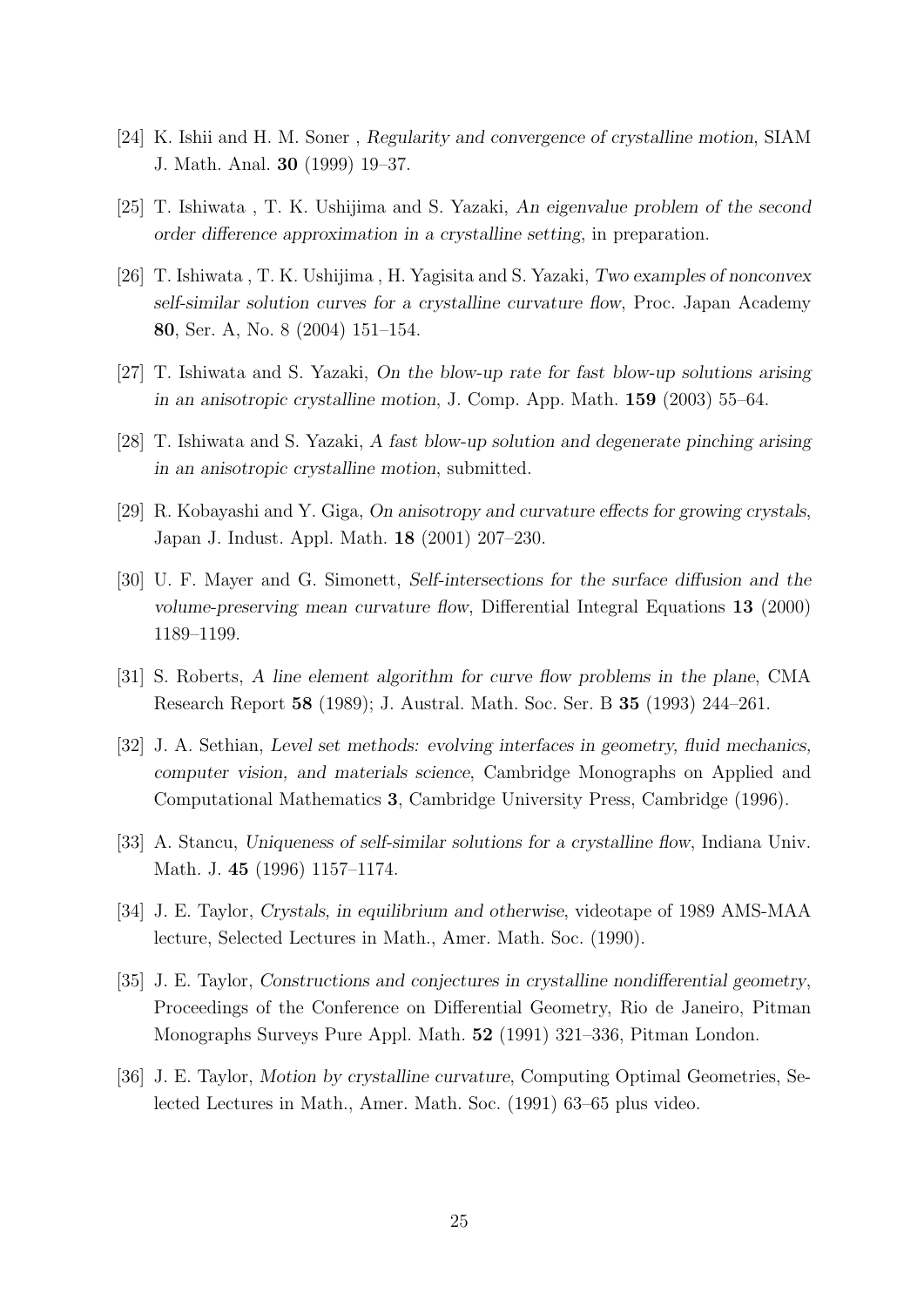[24] K. Ishii and H. M. Soner , *Regularity and convergence of crystalline motion*, SIAM J. Math. Anal. **30** (1999) 19–37.

[25] T. Ishiwata , T. K. Ushijima and S. Yazaki, *An eigenvalue problem of the second order difference approximation in a crystalline setting*, in preparation.

[26] T. Ishiwata , T. K. Ushijima , H. Yagisita and S. Yazaki, *Two examples of nonconvex self-similar solution curves for a crystalline curvature flow*, Proc. Japan Academy **80**, Ser. A, No. 8 (2004) 151–154.

[27] T. Ishiwata and S. Yazaki, *On the blow-up rate for fast blow-up solutions arising in an anisotropic crystalline motion*, J. Comp. App. Math. **159** (2003) 55–64.

[28] T. Ishiwata and S. Yazaki, *A fast blow-up solution and degenerate pinching arising in an anisotropic crystalline motion*, submitted.

[29] R. Kobayashi and Y. Giga, *On anisotropy and curvature effects for growing crystals*, Japan J. Indust. Appl. Math. **18** (2001) 207–230.

[30] U. F. Mayer and G. Simonett, *Self-intersections for the surface diffusion and the volume-preserving mean curvature flow*, Differential Integral Equations **13** (2000) 1189–1199.

[31] S. Roberts, *A line element algorithm for curve flow problems in the plane*, CMA Research Report **58** (1989); J. Austral. Math. Soc. Ser. B **35** (1993) 244–261.

[32] J. A. Sethian, *Level set methods: evolving interfaces in geometry, fluid mechanics, computer vision, and materials science*, Cambridge Monographs on Applied and Computational Mathematics **3**, Cambridge University Press, Cambridge (1996).

[33] A. Stancu, *Uniqueness of self-similar solutions for a crystalline flow*, Indiana Univ. Math. J. **45** (1996) 1157–1174.

[34] J. E. Taylor, *Crystals, in equilibrium and otherwise*, videotape of 1989 AMS-MAA lecture, Selected Lectures in Math., Amer. Math. Soc. (1990).

[35] J. E. Taylor, *Constructions and conjectures in crystalline nondifferential geometry*, Proceedings of the Conference on Differential Geometry, Rio de Janeiro, Pitman Monographs Surveys Pure Appl. Math. **52** (1991) 321–336, Pitman London.

[36] J. E. Taylor, *Motion by crystalline curvature*, Computing Optimal Geometries, Selected Lectures in Math., Amer. Math. Soc. (1991) 63–65 plus video.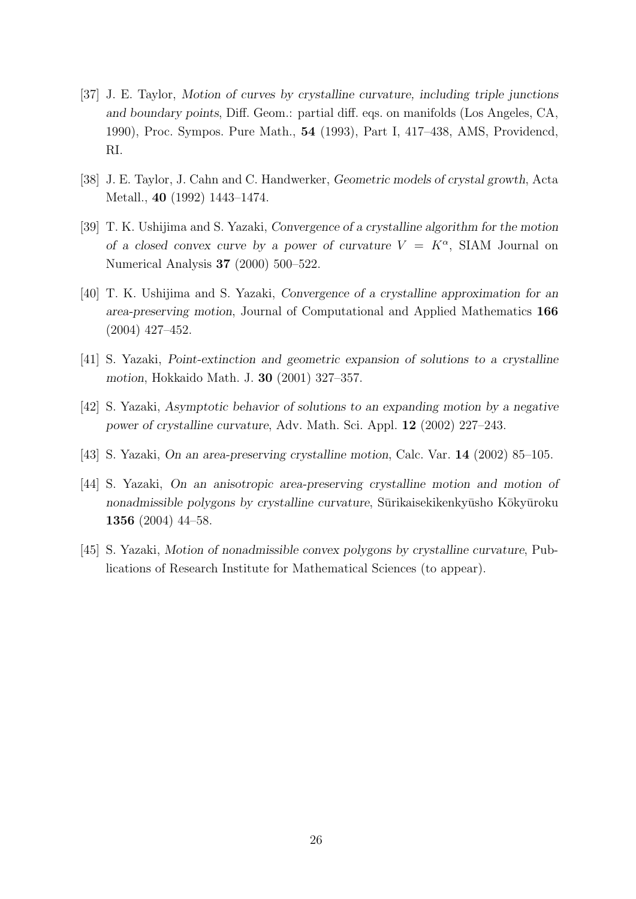[37] J. E. Taylor, *Motion of curves by crystalline curvature, including triple junctions and boundary points*, Diff. Geom.: partial diff. eqs. on manifolds (Los Angeles, CA, 1990), Proc. Sympos. Pure Math., **54** (1993), Part I, 417–438, AMS, Providencd, RI.

[38] J. E. Taylor, J. Cahn and C. Handwerker, *Geometric models of crystal growth*, Acta Metall., **40** (1992) 1443–1474.

[39] T. K. Ushijima and S. Yazaki, *Convergence of a crystalline algorithm for the motion of a closed convex curve by a power of curvature* $V = K^{\alpha}$, SIAM Journal on Numerical Analysis **37** (2000) 500–522.

[40] T. K. Ushijima and S. Yazaki, *Convergence of a crystalline approximation for an area-preserving motion*, Journal of Computational and Applied Mathematics **166** (2004) 427–452.

[41] S. Yazaki, *Point-extinction and geometric expansion of solutions to a crystalline motion*, Hokkaido Math. J. **30** (2001) 327–357.

[42] S. Yazaki, *Asymptotic behavior of solutions to an expanding motion by a negative power of crystalline curvature*, Adv. Math. Sci. Appl. **12** (2002) 227–243.

[43] S. Yazaki, *On an area-preserving crystalline motion*, Calc. Var. **14** (2002) 85–105.

[44] S. Yazaki, *On an anisotropic area-preserving crystalline motion and motion of nonadmissible polygons by crystalline curvature*, Sūrikaisekikenkyūsho Kōkyūroku **1356** (2004) 44–58.

[45] S. Yazaki, *Motion of nonadmissible convex polygons by crystalline curvature*, Publications of Research Institute for Mathematical Sciences (to appear).